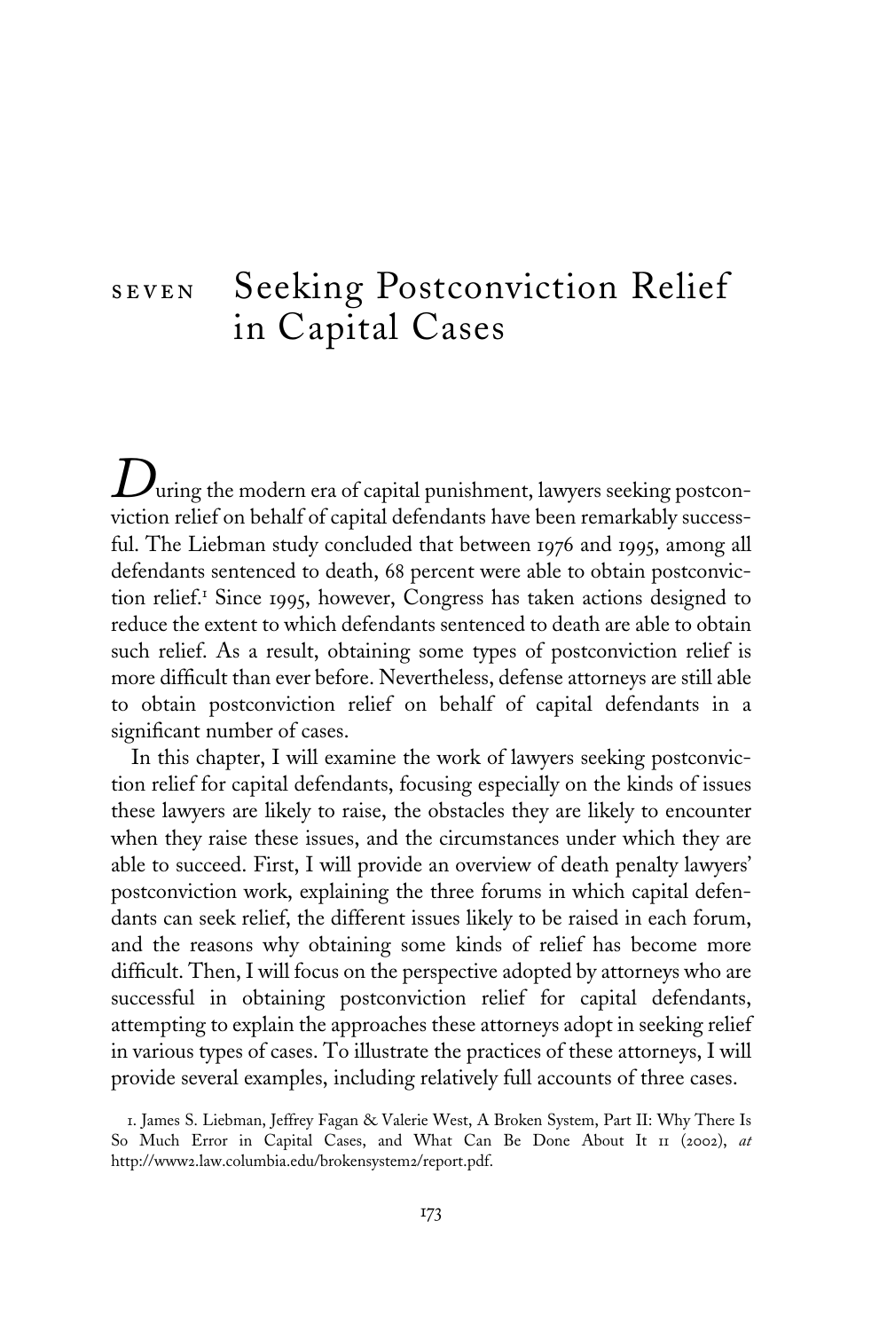# SEVEN Seeking Postconviction Relief in Capital Cases

During the modern era of capital punishment, lawyers seeking postconviction relief on behalf of capital defendants have been remarkably successful. The Liebman study concluded that between 1976 and 1995, among all defendants sentenced to death, 68 percent were able to obtain postconviction relief.[1] Since 1995, however, Congress has taken actions designed to reduce the extent to which defendants sentenced to death are able to obtain such relief. As a result, obtaining some types of postconviction relief is more difficult than ever before. Nevertheless, defense attorneys are still able to obtain postconviction relief on behalf of capital defendants in a significant number of cases.

In this chapter, I will examine the work of lawyers seeking postconviction relief for capital defendants, focusing especially on the kinds of issues these lawyers are likely to raise, the obstacles they are likely to encounter when they raise these issues, and the circumstances under which they are able to succeed. First, I will provide an overview of death penalty lawyers' postconviction work, explaining the three forums in which capital defendants can seek relief, the different issues likely to be raised in each forum, and the reasons why obtaining some kinds of relief has become more difficult. Then, I will focus on the perspective adopted by attorneys who are successful in obtaining postconviction relief for capital defendants, attempting to explain the approaches these attorneys adopt in seeking relief in various types of cases. To illustrate the practices of these attorneys, I will provide several examples, including relatively full accounts of three cases.

1. James S. Liebman, Jeffrey Fagan & Valerie West, A Broken System, Part II: Why There Is So Much Error in Capital Cases, and What Can Be Done About It 11 (2002), *at* http://www2.law.columbia.edu/brokensystem2/report.pdf.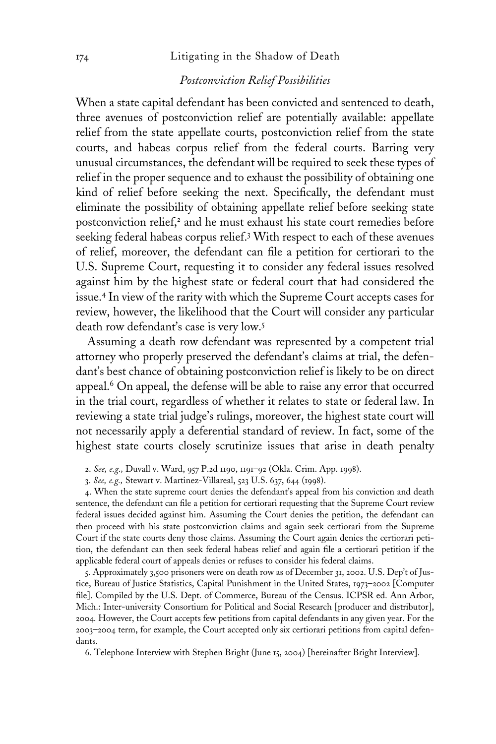### *Postconviction Relief Possibilities*

When a state capital defendant has been convicted and sentenced to death, three avenues of postconviction relief are potentially available: appellate relief from the state appellate courts, postconviction relief from the state courts, and habeas corpus relief from the federal courts. Barring very unusual circumstances, the defendant will be required to seek these types of relief in the proper sequence and to exhaust the possibility of obtaining one kind of relief before seeking the next. Specifically, the defendant must eliminate the possibility of obtaining appellate relief before seeking state postconviction relief,[2] and he must exhaust his state court remedies before seeking federal habeas corpus relief.[3] With respect to each of these avenues of relief, moreover, the defendant can file a petition for certiorari to the U.S. Supreme Court, requesting it to consider any federal issues resolved against him by the highest state or federal court that had considered the issue.[4] In view of the rarity with which the Supreme Court accepts cases for review, however, the likelihood that the Court will consider any particular death row defendant's case is very low.[5]

Assuming a death row defendant was represented by a competent trial attorney who properly preserved the defendant's claims at trial, the defendant's best chance of obtaining postconviction relief is likely to be on direct appeal.[6] On appeal, the defense will be able to raise any error that occurred in the trial court, regardless of whether it relates to state or federal law. In reviewing a state trial judge's rulings, moreover, the highest state court will not necessarily apply a deferential standard of review. In fact, some of the highest state courts closely scrutinize issues that arise in death penalty

2. *See, e.g.,* Duvall v. Ward, 957 P.2d 1190, 1191–92 (Okla. Crim. App. 1998).

3. *See, e.g.,* Stewart v. Martinez-Villareal, 523 U.S. 637, 644 (1998).

4. When the state supreme court denies the defendant's appeal from his conviction and death sentence, the defendant can file a petition for certiorari requesting that the Supreme Court review federal issues decided against him. Assuming the Court denies the petition, the defendant can then proceed with his state postconviction claims and again seek certiorari from the Supreme Court if the state courts deny those claims. Assuming the Court again denies the certiorari petition, the defendant can then seek federal habeas relief and again file a certiorari petition if the applicable federal court of appeals denies or refuses to consider his federal claims.

5. Approximately 3,500 prisoners were on death row as of December 31, 2002. U.S. Dep't of Justice, Bureau of Justice Statistics, Capital Punishment in the United States, 1973–2002 [Computer file]. Compiled by the U.S. Dept. of Commerce, Bureau of the Census. ICPSR ed. Ann Arbor, Mich.: Inter-university Consortium for Political and Social Research [producer and distributor], 2004. However, the Court accepts few petitions from capital defendants in any given year. For the 2003–2004 term, for example, the Court accepted only six certiorari petitions from capital defendants.

6. Telephone Interview with Stephen Bright (June 15, 2004) [hereinafter Bright Interview].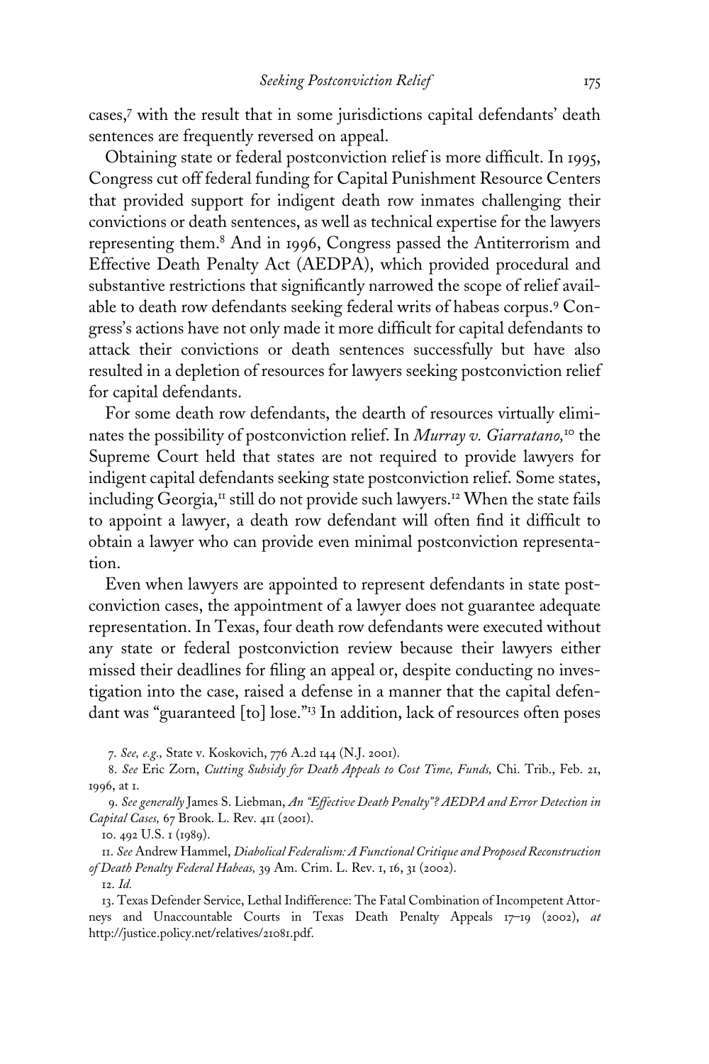cases,[7] with the result that in some jurisdictions capital defendants' death sentences are frequently reversed on appeal.

Obtaining state or federal postconviction relief is more difficult. In 1995, Congress cut off federal funding for Capital Punishment Resource Centers that provided support for indigent death row inmates challenging their convictions or death sentences, as well as technical expertise for the lawyers representing them.[8] And in 1996, Congress passed the Antiterrorism and Effective Death Penalty Act (AEDPA), which provided procedural and substantive restrictions that significantly narrowed the scope of relief available to death row defendants seeking federal writs of habeas corpus.[9] Congress's actions have not only made it more difficult for capital defendants to attack their convictions or death sentences successfully but have also resulted in a depletion of resources for lawyers seeking postconviction relief for capital defendants.

For some death row defendants, the dearth of resources virtually eliminates the possibility of postconviction relief. In *Murray v. Giarratano,*[10] the Supreme Court held that states are not required to provide lawyers for indigent capital defendants seeking state postconviction relief. Some states, including Georgia,[11] still do not provide such lawyers.[12] When the state fails to appoint a lawyer, a death row defendant will often find it difficult to obtain a lawyer who can provide even minimal postconviction representation.

Even when lawyers are appointed to represent defendants in state postconviction cases, the appointment of a lawyer does not guarantee adequate representation. In Texas, four death row defendants were executed without any state or federal postconviction review because their lawyers either missed their deadlines for filing an appeal or, despite conducting no investigation into the case, raised a defense in a manner that the capital defendant was "guaranteed [to] lose."[13] In addition, lack of resources often poses

7. *See, e.g.,* State v. Koskovich, 776 A.2d 144 (N.J. 2001).

8. *See* Eric Zorn, *Cutting Subsidy for Death Appeals to Cost Time, Funds,* Chi. Trib., Feb. 21, 1996, at 1.

9. *See generally* James S. Liebman, *An "Effective Death Penalty"? AEDPA and Error Detection in Capital Cases,* 67 Brook. L. Rev. 411 (2001).

10. 492 U.S. 1 (1989).

11. *See* Andrew Hammel, *Diabolical Federalism: A Functional Critique and Proposed Reconstruction of Death Penalty Federal Habeas,* 39 Am. Crim. L. Rev. 1, 16, 31 (2002).

12. *Id.*

13. Texas Defender Service, Lethal Indifference: The Fatal Combination of Incompetent Attorneys and Unaccountable Courts in Texas Death Penalty Appeals 17–19 (2002), *at* http://justice.policy.net/relatives/21081.pdf.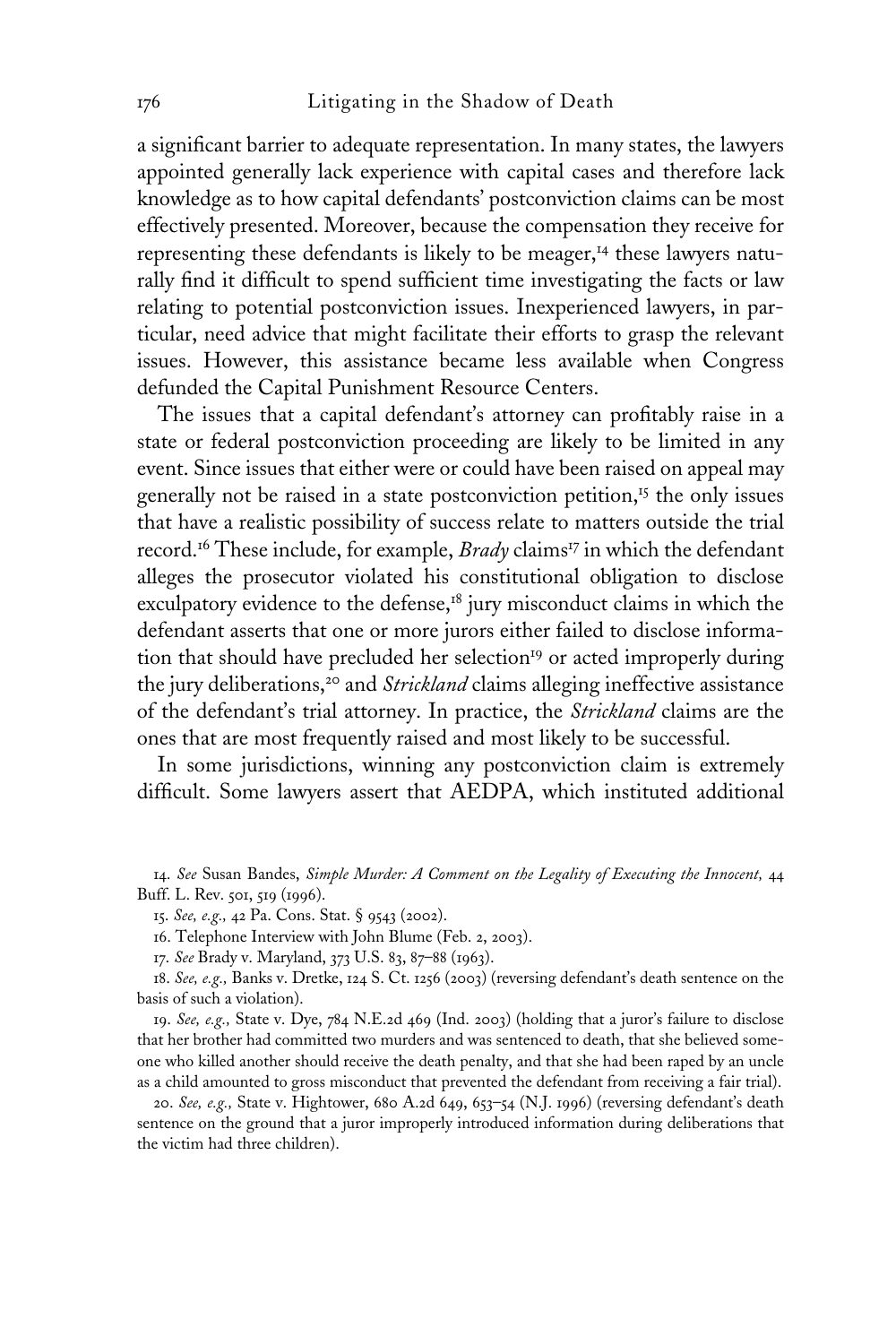a significant barrier to adequate representation. In many states, the lawyers appointed generally lack experience with capital cases and therefore lack knowledge as to how capital defendants' postconviction claims can be most effectively presented. Moreover, because the compensation they receive for representing these defendants is likely to be meager,[14] these lawyers naturally find it difficult to spend sufficient time investigating the facts or law relating to potential postconviction issues. Inexperienced lawyers, in particular, need advice that might facilitate their efforts to grasp the relevant issues. However, this assistance became less available when Congress defunded the Capital Punishment Resource Centers.

The issues that a capital defendant's attorney can profitably raise in a state or federal postconviction proceeding are likely to be limited in any event. Since issues that either were or could have been raised on appeal may generally not be raised in a state postconviction petition,[15] the only issues that have a realistic possibility of success relate to matters outside the trial record.[16] These include, for example, *Brady* claims[17] in which the defendant alleges the prosecutor violated his constitutional obligation to disclose exculpatory evidence to the defense,[18] jury misconduct claims in which the defendant asserts that one or more jurors either failed to disclose information that should have precluded her selection[19] or acted improperly during the jury deliberations,[20] and *Strickland* claims alleging ineffective assistance of the defendant's trial attorney. In practice, the *Strickland* claims are the ones that are most frequently raised and most likely to be successful.

In some jurisdictions, winning any postconviction claim is extremely difficult. Some lawyers assert that AEDPA, which instituted additional

14. *See* Susan Bandes, *Simple Murder: A Comment on the Legality of Executing the Innocent,* 44 Buff. L. Rev. 501, 519 (1996).

15. *See, e.g.,* 42 Pa. Cons. Stat. § 9543 (2002).

16. Telephone Interview with John Blume (Feb. 2, 2003).

17. *See* Brady v. Maryland, 373 U.S. 83, 87–88 (1963).

18. *See, e.g.,* Banks v. Dretke, 124 S. Ct. 1256 (2003) (reversing defendant's death sentence on the basis of such a violation).

19. *See, e.g.,* State v. Dye, 784 N.E.2d 469 (Ind. 2003) (holding that a juror's failure to disclose that her brother had committed two murders and was sentenced to death, that she believed someone who killed another should receive the death penalty, and that she had been raped by an uncle as a child amounted to gross misconduct that prevented the defendant from receiving a fair trial).

20. *See, e.g.,* State v. Hightower, 680 A.2d 649, 653–54 (N.J. 1996) (reversing defendant's death sentence on the ground that a juror improperly introduced information during deliberations that the victim had three children).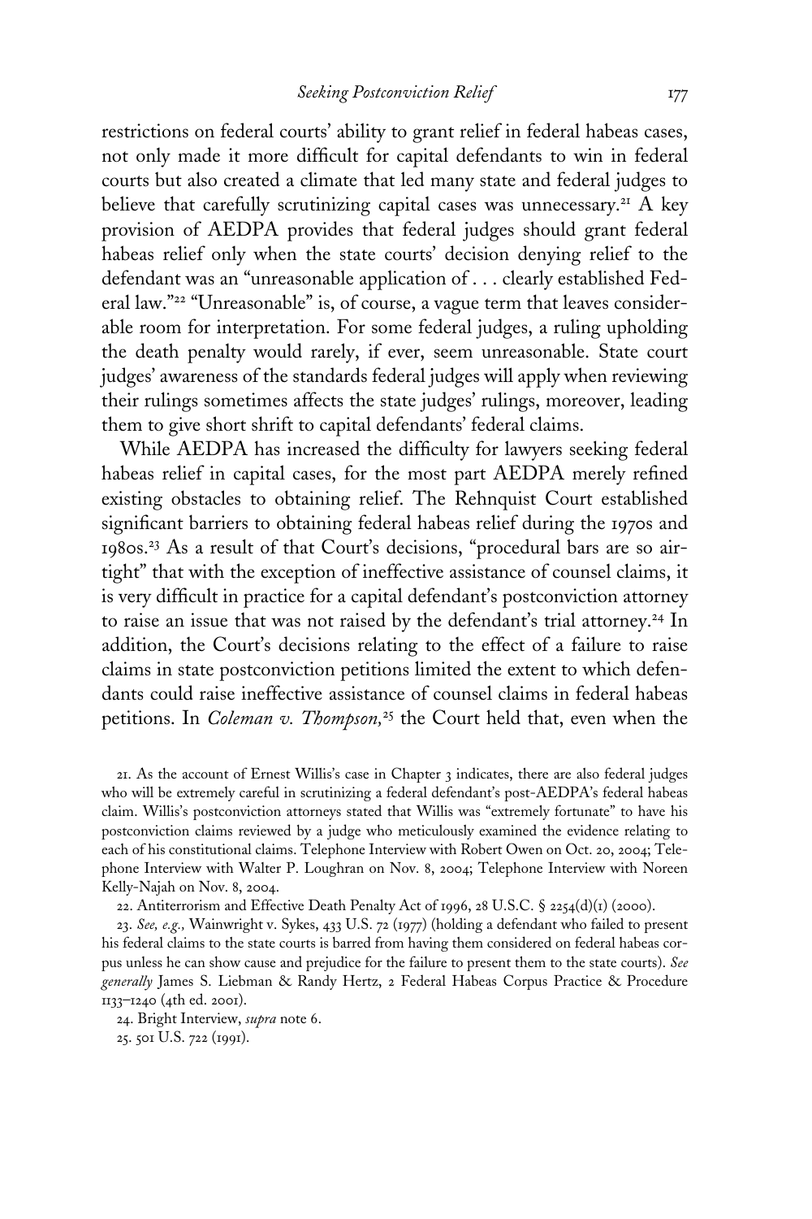restrictions on federal courts' ability to grant relief in federal habeas cases, not only made it more difficult for capital defendants to win in federal courts but also created a climate that led many state and federal judges to believe that carefully scrutinizing capital cases was unnecessary.[21] A key provision of AEDPA provides that federal judges should grant federal habeas relief only when the state courts' decision denying relief to the defendant was an "unreasonable application of . . . clearly established Federal law."[22] "Unreasonable" is, of course, a vague term that leaves considerable room for interpretation. For some federal judges, a ruling upholding the death penalty would rarely, if ever, seem unreasonable. State court judges' awareness of the standards federal judges will apply when reviewing their rulings sometimes affects the state judges' rulings, moreover, leading them to give short shrift to capital defendants' federal claims.

While AEDPA has increased the difficulty for lawyers seeking federal habeas relief in capital cases, for the most part AEDPA merely refined existing obstacles to obtaining relief. The Rehnquist Court established significant barriers to obtaining federal habeas relief during the 1970s and 1980s.[23] As a result of that Court's decisions, "procedural bars are so airtight" that with the exception of ineffective assistance of counsel claims, it is very difficult in practice for a capital defendant's postconviction attorney to raise an issue that was not raised by the defendant's trial attorney.[24] In addition, the Court's decisions relating to the effect of a failure to raise claims in state postconviction petitions limited the extent to which defendants could raise ineffective assistance of counsel claims in federal habeas petitions. In *Coleman v. Thompson*,[25] the Court held that, even when the

21. As the account of Ernest Willis's case in Chapter 3 indicates, there are also federal judges who will be extremely careful in scrutinizing a federal defendant's post-AEDPA's federal habeas claim. Willis's postconviction attorneys stated that Willis was "extremely fortunate" to have his postconviction claims reviewed by a judge who meticulously examined the evidence relating to each of his constitutional claims. Telephone Interview with Robert Owen on Oct. 20, 2004; Telephone Interview with Walter P. Loughran on Nov. 8, 2004; Telephone Interview with Noreen Kelly-Najah on Nov. 8, 2004.

22. Antiterrorism and Effective Death Penalty Act of 1996, 28 U.S.C. § 2254(d)(1) (2000).

23. *See, e.g.,* Wainwright v. Sykes, 433 U.S. 72 (1977) (holding a defendant who failed to present his federal claims to the state courts is barred from having them considered on federal habeas corpus unless he can show cause and prejudice for the failure to present them to the state courts). *See generally* James S. Liebman & Randy Hertz, 2 Federal Habeas Corpus Practice & Procedure 1133–1240 (4th ed. 2001).

24. Bright Interview, *supra* note 6.

25. 501 U.S. 722 (1991).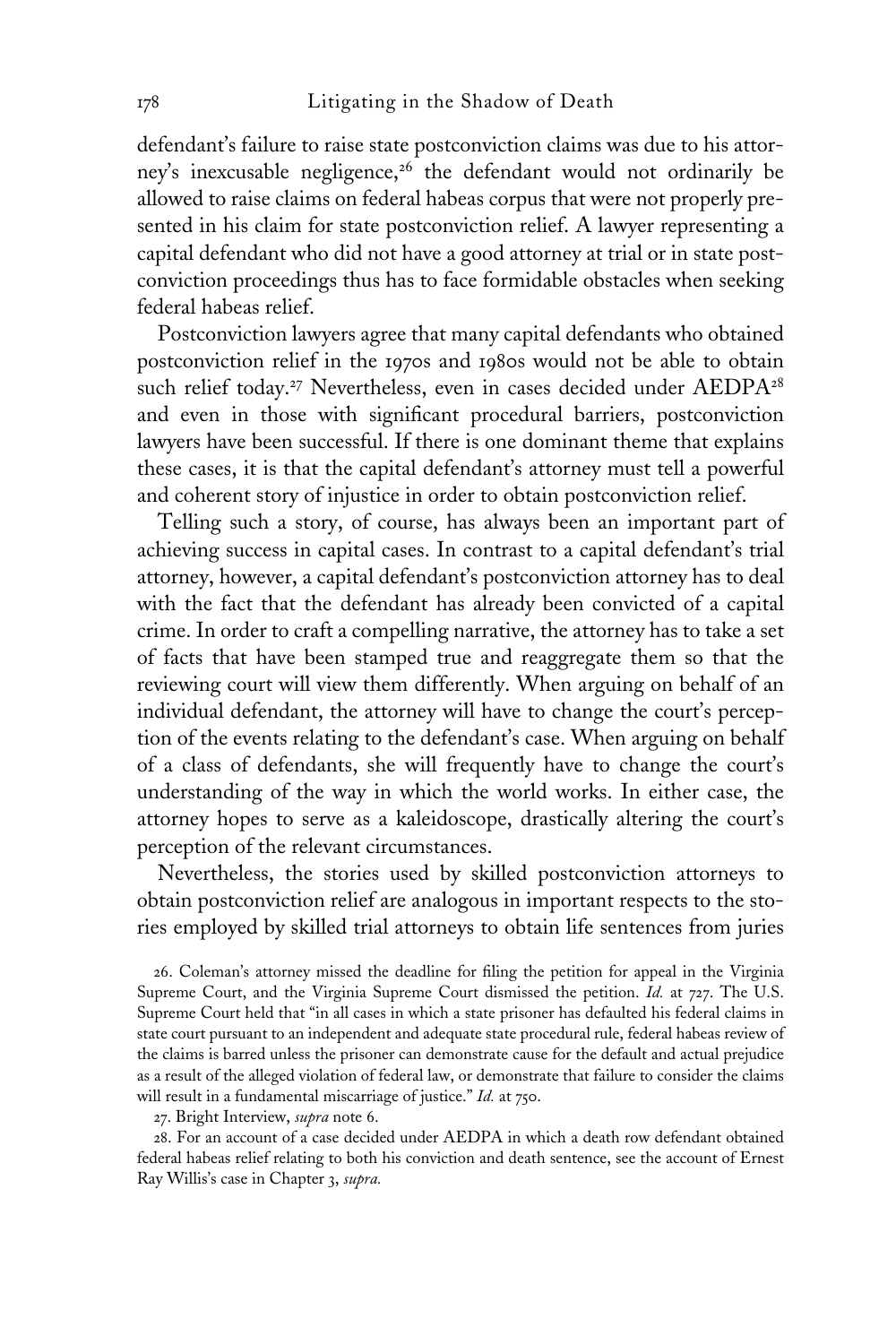defendant's failure to raise state postconviction claims was due to his attorney's inexcusable negligence,[26] the defendant would not ordinarily be allowed to raise claims on federal habeas corpus that were not properly presented in his claim for state postconviction relief. A lawyer representing a capital defendant who did not have a good attorney at trial or in state postconviction proceedings thus has to face formidable obstacles when seeking federal habeas relief.

Postconviction lawyers agree that many capital defendants who obtained postconviction relief in the 1970s and 1980s would not be able to obtain such relief today.[27] Nevertheless, even in cases decided under AEDPA[28] and even in those with significant procedural barriers, postconviction lawyers have been successful. If there is one dominant theme that explains these cases, it is that the capital defendant's attorney must tell a powerful and coherent story of injustice in order to obtain postconviction relief.

Telling such a story, of course, has always been an important part of achieving success in capital cases. In contrast to a capital defendant's trial attorney, however, a capital defendant's postconviction attorney has to deal with the fact that the defendant has already been convicted of a capital crime. In order to craft a compelling narrative, the attorney has to take a set of facts that have been stamped true and reaggregate them so that the reviewing court will view them differently. When arguing on behalf of an individual defendant, the attorney will have to change the court's perception of the events relating to the defendant's case. When arguing on behalf of a class of defendants, she will frequently have to change the court's understanding of the way in which the world works. In either case, the attorney hopes to serve as a kaleidoscope, drastically altering the court's perception of the relevant circumstances.

Nevertheless, the stories used by skilled postconviction attorneys to obtain postconviction relief are analogous in important respects to the stories employed by skilled trial attorneys to obtain life sentences from juries

26. Coleman's attorney missed the deadline for filing the petition for appeal in the Virginia Supreme Court, and the Virginia Supreme Court dismissed the petition. *Id.* at 727. The U.S. Supreme Court held that "in all cases in which a state prisoner has defaulted his federal claims in state court pursuant to an independent and adequate state procedural rule, federal habeas review of the claims is barred unless the prisoner can demonstrate cause for the default and actual prejudice as a result of the alleged violation of federal law, or demonstrate that failure to consider the claims will result in a fundamental miscarriage of justice." *Id.* at 750.

27. Bright Interview, *supra* note 6.

28. For an account of a case decided under AEDPA in which a death row defendant obtained federal habeas relief relating to both his conviction and death sentence, see the account of Ernest Ray Willis's case in Chapter 3, *supra.*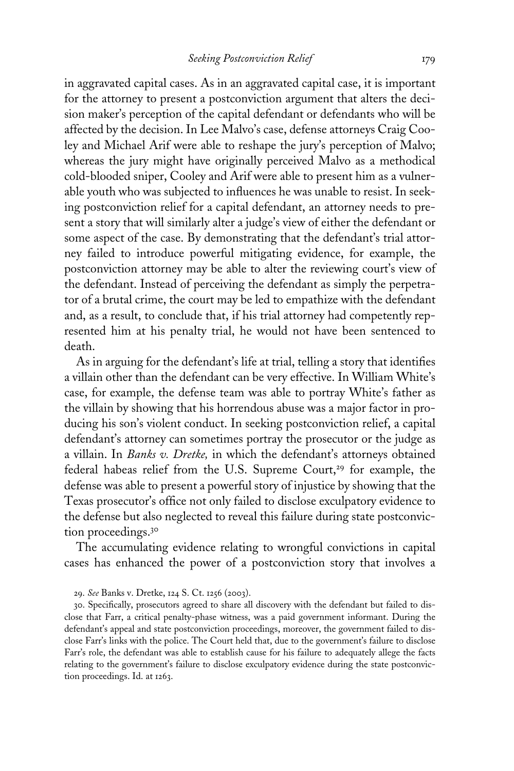in aggravated capital cases. As in an aggravated capital case, it is important for the attorney to present a postconviction argument that alters the decision maker's perception of the capital defendant or defendants who will be affected by the decision. In Lee Malvo's case, defense attorneys Craig Cooley and Michael Arif were able to reshape the jury's perception of Malvo; whereas the jury might have originally perceived Malvo as a methodical cold-blooded sniper, Cooley and Arif were able to present him as a vulnerable youth who was subjected to influences he was unable to resist. In seeking postconviction relief for a capital defendant, an attorney needs to present a story that will similarly alter a judge's view of either the defendant or some aspect of the case. By demonstrating that the defendant's trial attorney failed to introduce powerful mitigating evidence, for example, the postconviction attorney may be able to alter the reviewing court's view of the defendant. Instead of perceiving the defendant as simply the perpetrator of a brutal crime, the court may be led to empathize with the defendant and, as a result, to conclude that, if his trial attorney had competently represented him at his penalty trial, he would not have been sentenced to death.

As in arguing for the defendant's life at trial, telling a story that identifies a villain other than the defendant can be very effective. In William White's case, for example, the defense team was able to portray White's father as the villain by showing that his horrendous abuse was a major factor in producing his son's violent conduct. In seeking postconviction relief, a capital defendant's attorney can sometimes portray the prosecutor or the judge as a villain. In *Banks v. Dretke,* in which the defendant's attorneys obtained federal habeas relief from the U.S. Supreme Court,[29] for example, the defense was able to present a powerful story of injustice by showing that the Texas prosecutor's office not only failed to disclose exculpatory evidence to the defense but also neglected to reveal this failure during state postconviction proceedings.[30]

The accumulating evidence relating to wrongful convictions in capital cases has enhanced the power of a postconviction story that involves a

29. *See* Banks v. Dretke, 124 S. Ct. 1256 (2003).

30. Specifically, prosecutors agreed to share all discovery with the defendant but failed to disclose that Farr, a critical penalty-phase witness, was a paid government informant. During the defendant's appeal and state postconviction proceedings, moreover, the government failed to disclose Farr's links with the police. The Court held that, due to the government's failure to disclose Farr's role, the defendant was able to establish cause for his failure to adequately allege the facts relating to the government's failure to disclose exculpatory evidence during the state postconviction proceedings. Id. at 1263.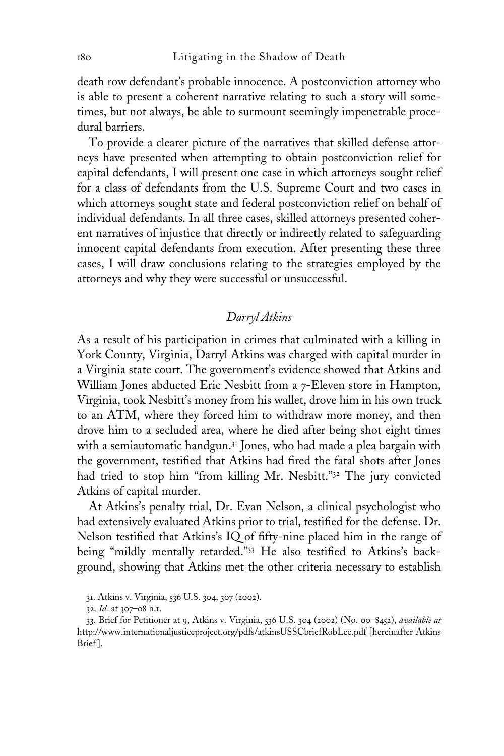death row defendant's probable innocence. A postconviction attorney who is able to present a coherent narrative relating to such a story will sometimes, but not always, be able to surmount seemingly impenetrable procedural barriers.

To provide a clearer picture of the narratives that skilled defense attorneys have presented when attempting to obtain postconviction relief for capital defendants, I will present one case in which attorneys sought relief for a class of defendants from the U.S. Supreme Court and two cases in which attorneys sought state and federal postconviction relief on behalf of individual defendants. In all three cases, skilled attorneys presented coherent narratives of injustice that directly or indirectly related to safeguarding innocent capital defendants from execution. After presenting these three cases, I will draw conclusions relating to the strategies employed by the attorneys and why they were successful or unsuccessful.

### *Darryl Atkins*

As a result of his participation in crimes that culminated with a killing in York County, Virginia, Darryl Atkins was charged with capital murder in a Virginia state court. The government's evidence showed that Atkins and William Jones abducted Eric Nesbitt from a 7-Eleven store in Hampton, Virginia, took Nesbitt's money from his wallet, drove him in his own truck to an ATM, where they forced him to withdraw more money, and then drove him to a secluded area, where he died after being shot eight times with a semiautomatic handgun.[31] Jones, who had made a plea bargain with the government, testified that Atkins had fired the fatal shots after Jones had tried to stop him "from killing Mr. Nesbitt."[32] The jury convicted Atkins of capital murder.

At Atkins's penalty trial, Dr. Evan Nelson, a clinical psychologist who had extensively evaluated Atkins prior to trial, testified for the defense. Dr. Nelson testified that Atkins's IQ of fifty-nine placed him in the range of being "mildly mentally retarded."[33] He also testified to Atkins's background, showing that Atkins met the other criteria necessary to establish

31. Atkins v. Virginia, 536 U.S. 304, 307 (2002).

32. *Id.* at 307–08 n.1.

33. Brief for Petitioner at 9, Atkins v. Virginia, 536 U.S. 304 (2002) (No. 00–8452), *available at* http://www.internationaljusticeproject.org/pdfs/atkinsUSSCbriefRobLee.pdf [hereinafter Atkins Brief].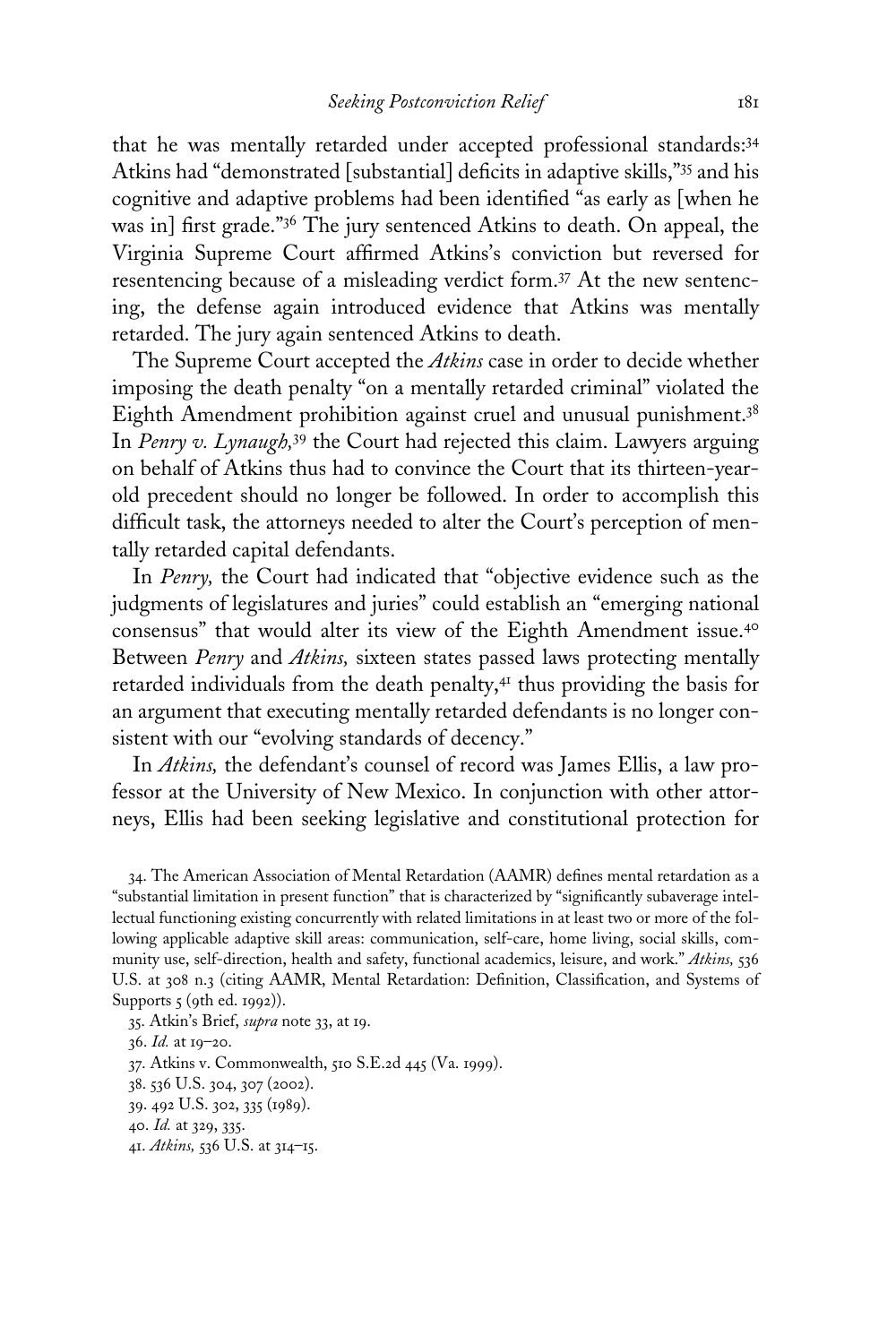that he was mentally retarded under accepted professional standards:[34] Atkins had "demonstrated [substantial] deficits in adaptive skills,"[35] and his cognitive and adaptive problems had been identified "as early as [when he was in] first grade."[36] The jury sentenced Atkins to death. On appeal, the Virginia Supreme Court affirmed Atkins's conviction but reversed for resentencing because of a misleading verdict form.[37] At the new sentencing, the defense again introduced evidence that Atkins was mentally retarded. The jury again sentenced Atkins to death.

The Supreme Court accepted the *Atkins* case in order to decide whether imposing the death penalty "on a mentally retarded criminal" violated the Eighth Amendment prohibition against cruel and unusual punishment.[38] In *Penry v. Lynaugh*,[39] the Court had rejected this claim. Lawyers arguing on behalf of Atkins thus had to convince the Court that its thirteen-year-old precedent should no longer be followed. In order to accomplish this difficult task, the attorneys needed to alter the Court's perception of mentally retarded capital defendants.

In *Penry,* the Court had indicated that "objective evidence such as the judgments of legislatures and juries" could establish an "emerging national consensus" that would alter its view of the Eighth Amendment issue.[40] Between *Penry* and *Atkins,* sixteen states passed laws protecting mentally retarded individuals from the death penalty,[41] thus providing the basis for an argument that executing mentally retarded defendants is no longer consistent with our "evolving standards of decency."

In *Atkins,* the defendant's counsel of record was James Ellis, a law professor at the University of New Mexico. In conjunction with other attorneys, Ellis had been seeking legislative and constitutional protection for

34. The American Association of Mental Retardation (AAMR) defines mental retardation as a "substantial limitation in present function" that is characterized by "significantly subaverage intellectual functioning existing concurrently with related limitations in at least two or more of the following applicable adaptive skill areas: communication, self-care, home living, social skills, community use, self-direction, health and safety, functional academics, leisure, and work." *Atkins,* 536 U.S. at 308 n.3 (citing AAMR, Mental Retardation: Definition, Classification, and Systems of Supports 5 (9th ed. 1992)).

35. Atkin's Brief, *supra* note 33, at 19.

36. *Id.* at 19–20.

37. Atkins v. Commonwealth, 510 S.E.2d 445 (Va. 1999).

38. 536 U.S. 304, 307 (2002).

39. 492 U.S. 302, 335 (1989).

40. *Id.* at 329, 335.

41. *Atkins,* 536 U.S. at 314–15.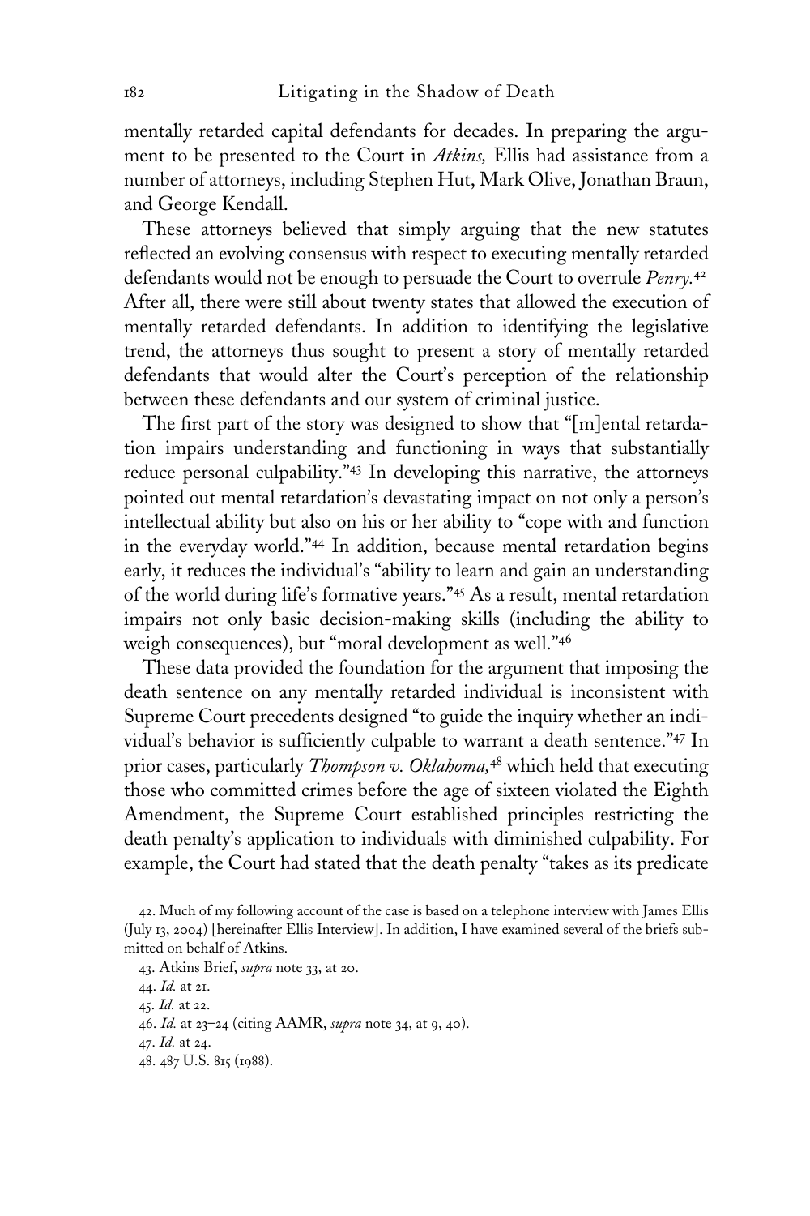mentally retarded capital defendants for decades. In preparing the argument to be presented to the Court in *Atkins,* Ellis had assistance from a number of attorneys, including Stephen Hut, Mark Olive, Jonathan Braun, and George Kendall.

These attorneys believed that simply arguing that the new statutes reflected an evolving consensus with respect to executing mentally retarded defendants would not be enough to persuade the Court to overrule *Penry.*[42] After all, there were still about twenty states that allowed the execution of mentally retarded defendants. In addition to identifying the legislative trend, the attorneys thus sought to present a story of mentally retarded defendants that would alter the Court's perception of the relationship between these defendants and our system of criminal justice.

The first part of the story was designed to show that "[m]ental retardation impairs understanding and functioning in ways that substantially reduce personal culpability."[43] In developing this narrative, the attorneys pointed out mental retardation's devastating impact on not only a person's intellectual ability but also on his or her ability to "cope with and function in the everyday world."[44] In addition, because mental retardation begins early, it reduces the individual's "ability to learn and gain an understanding of the world during life's formative years."[45] As a result, mental retardation impairs not only basic decision-making skills (including the ability to weigh consequences), but "moral development as well."[46]

These data provided the foundation for the argument that imposing the death sentence on any mentally retarded individual is inconsistent with Supreme Court precedents designed "to guide the inquiry whether an individual's behavior is sufficiently culpable to warrant a death sentence."[47] In prior cases, particularly *Thompson v. Oklahoma,*[48] which held that executing those who committed crimes before the age of sixteen violated the Eighth Amendment, the Supreme Court established principles restricting the death penalty's application to individuals with diminished culpability. For example, the Court had stated that the death penalty "takes as its predicate

42. Much of my following account of the case is based on a telephone interview with James Ellis (July 13, 2004) [hereinafter Ellis Interview]. In addition, I have examined several of the briefs submitted on behalf of Atkins.

43. Atkins Brief, *supra* note 33, at 20.

44. *Id.* at 21.

45. *Id.* at 22.

46. *Id.* at 23–24 (citing AAMR, *supra* note 34, at 9, 40).

47. *Id.* at 24.

48. 487 U.S. 815 (1988).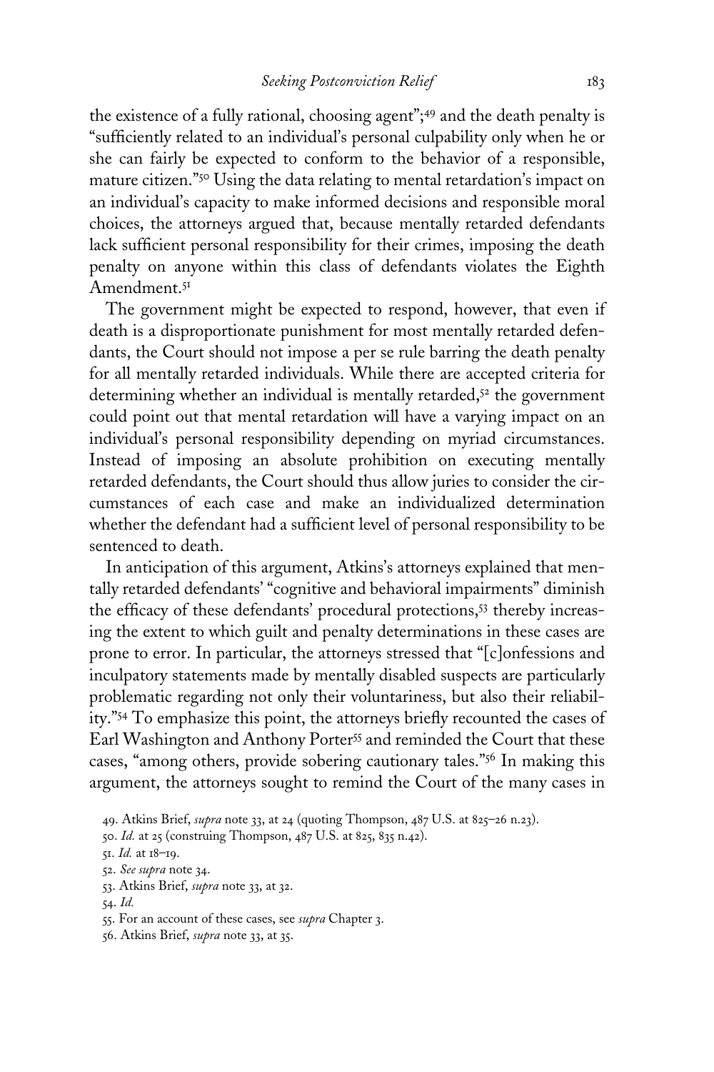the existence of a fully rational, choosing agent";[49] and the death penalty is "sufficiently related to an individual's personal culpability only when he or she can fairly be expected to conform to the behavior of a responsible, mature citizen."[50] Using the data relating to mental retardation's impact on an individual's capacity to make informed decisions and responsible moral choices, the attorneys argued that, because mentally retarded defendants lack sufficient personal responsibility for their crimes, imposing the death penalty on anyone within this class of defendants violates the Eighth Amendment.[51]

The government might be expected to respond, however, that even if death is a disproportionate punishment for most mentally retarded defendants, the Court should not impose a per se rule barring the death penalty for all mentally retarded individuals. While there are accepted criteria for determining whether an individual is mentally retarded,[52] the government could point out that mental retardation will have a varying impact on an individual's personal responsibility depending on myriad circumstances. Instead of imposing an absolute prohibition on executing mentally retarded defendants, the Court should thus allow juries to consider the circumstances of each case and make an individualized determination whether the defendant had a sufficient level of personal responsibility to be sentenced to death.

In anticipation of this argument, Atkins's attorneys explained that mentally retarded defendants' "cognitive and behavioral impairments" diminish the efficacy of these defendants' procedural protections,[53] thereby increasing the extent to which guilt and penalty determinations in these cases are prone to error. In particular, the attorneys stressed that "[c]onfessions and inculpatory statements made by mentally disabled suspects are particularly problematic regarding not only their voluntariness, but also their reliability."[54] To emphasize this point, the attorneys briefly recounted the cases of Earl Washington and Anthony Porter[55] and reminded the Court that these cases, "among others, provide sobering cautionary tales."[56] In making this argument, the attorneys sought to remind the Court of the many cases in

49. Atkins Brief, *supra* note 33, at 24 (quoting Thompson, 487 U.S. at 825–26 n.23).

50. *Id.* at 25 (construing Thompson, 487 U.S. at 825, 835 n.42).

51. *Id.* at 18–19.

52. *See supra* note 34.

53. Atkins Brief, *supra* note 33, at 32.

54. *Id.*

55. For an account of these cases, see *supra* Chapter 3.

56. Atkins Brief, *supra* note 33, at 35.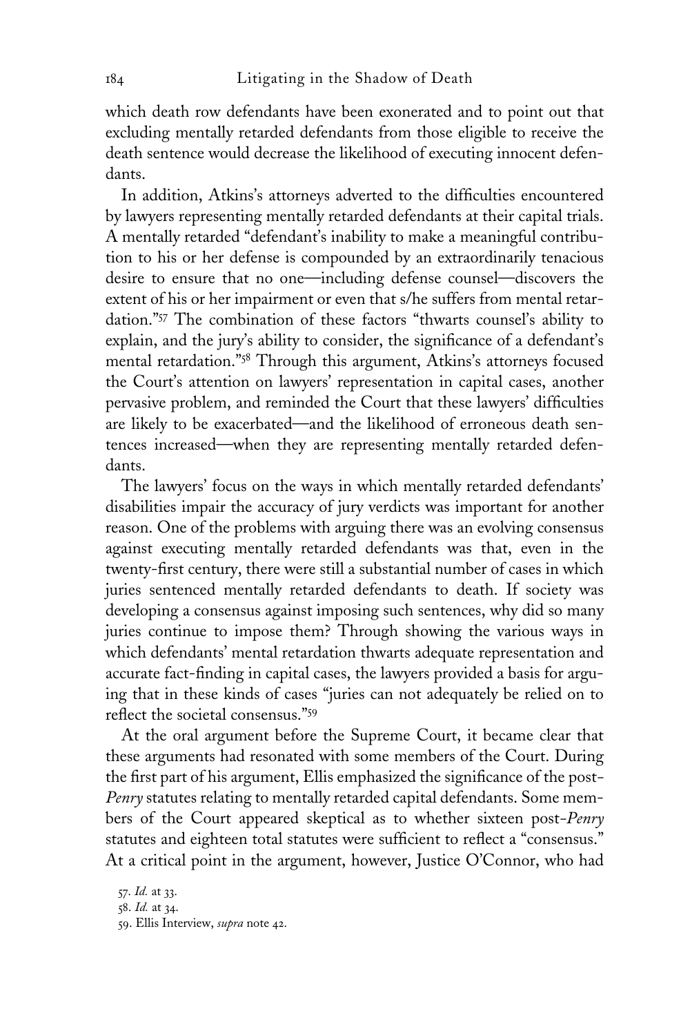which death row defendants have been exonerated and to point out that excluding mentally retarded defendants from those eligible to receive the death sentence would decrease the likelihood of executing innocent defendants.

In addition, Atkins's attorneys adverted to the difficulties encountered by lawyers representing mentally retarded defendants at their capital trials. A mentally retarded "defendant's inability to make a meaningful contribution to his or her defense is compounded by an extraordinarily tenacious desire to ensure that no one—including defense counsel—discovers the extent of his or her impairment or even that s/he suffers from mental retardation."[57] The combination of these factors "thwarts counsel's ability to explain, and the jury's ability to consider, the significance of a defendant's mental retardation."[58] Through this argument, Atkins's attorneys focused the Court's attention on lawyers' representation in capital cases, another pervasive problem, and reminded the Court that these lawyers' difficulties are likely to be exacerbated—and the likelihood of erroneous death sentences increased—when they are representing mentally retarded defendants.

The lawyers' focus on the ways in which mentally retarded defendants' disabilities impair the accuracy of jury verdicts was important for another reason. One of the problems with arguing there was an evolving consensus against executing mentally retarded defendants was that, even in the twenty-first century, there were still a substantial number of cases in which juries sentenced mentally retarded defendants to death. If society was developing a consensus against imposing such sentences, why did so many juries continue to impose them? Through showing the various ways in which defendants' mental retardation thwarts adequate representation and accurate fact-finding in capital cases, the lawyers provided a basis for arguing that in these kinds of cases "juries can not adequately be relied on to reflect the societal consensus."[59]

At the oral argument before the Supreme Court, it became clear that these arguments had resonated with some members of the Court. During the first part of his argument, Ellis emphasized the significance of the post-*Penry* statutes relating to mentally retarded capital defendants. Some members of the Court appeared skeptical as to whether sixteen post-*Penry* statutes and eighteen total statutes were sufficient to reflect a "consensus." At a critical point in the argument, however, Justice O'Connor, who had

57. *Id.* at 33.

58. *Id.* at 34.

59. Ellis Interview, *supra* note 42.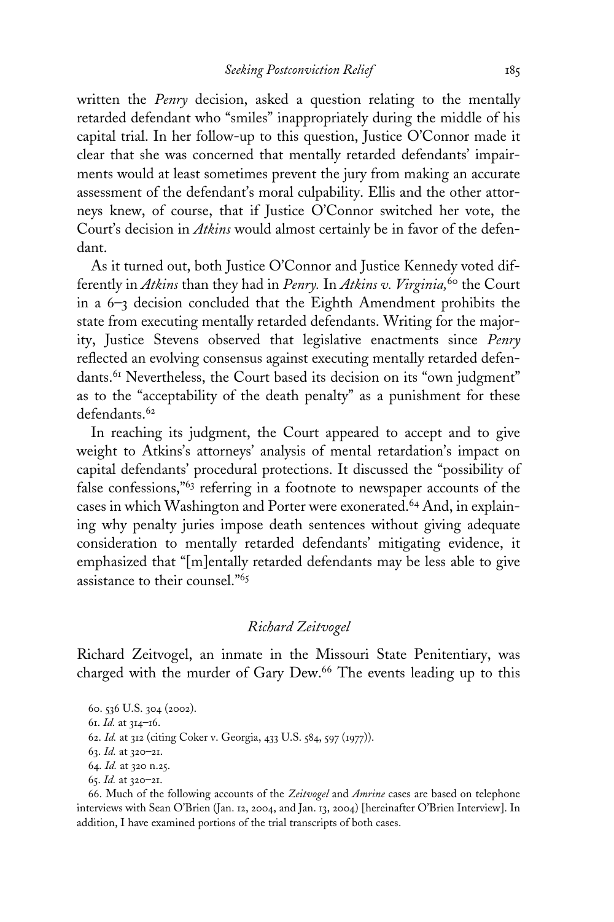written the *Penry* decision, asked a question relating to the mentally retarded defendant who "smiles" inappropriately during the middle of his capital trial. In her follow-up to this question, Justice O'Connor made it clear that she was concerned that mentally retarded defendants' impairments would at least sometimes prevent the jury from making an accurate assessment of the defendant's moral culpability. Ellis and the other attorneys knew, of course, that if Justice O'Connor switched her vote, the Court's decision in *Atkins* would almost certainly be in favor of the defendant.

As it turned out, both Justice O'Connor and Justice Kennedy voted differently in *Atkins* than they had in *Penry.* In *Atkins v. Virginia,*[60] the Court in a 6–3 decision concluded that the Eighth Amendment prohibits the state from executing mentally retarded defendants. Writing for the majority, Justice Stevens observed that legislative enactments since *Penry* reflected an evolving consensus against executing mentally retarded defendants.[61] Nevertheless, the Court based its decision on its "own judgment" as to the "acceptability of the death penalty" as a punishment for these defendants.[62]

In reaching its judgment, the Court appeared to accept and to give weight to Atkins's attorneys' analysis of mental retardation's impact on capital defendants' procedural protections. It discussed the "possibility of false confessions,"[63] referring in a footnote to newspaper accounts of the cases in which Washington and Porter were exonerated.[64] And, in explaining why penalty juries impose death sentences without giving adequate consideration to mentally retarded defendants' mitigating evidence, it emphasized that "[m]entally retarded defendants may be less able to give assistance to their counsel."[65]

## *Richard Zeitvogel*

Richard Zeitvogel, an inmate in the Missouri State Penitentiary, was charged with the murder of Gary Dew.[66] The events leading up to this

60. 536 U.S. 304 (2002).

61. *Id.* at 314–16.

62. *Id.* at 312 (citing Coker v. Georgia, 433 U.S. 584, 597 (1977)).

63. *Id.* at 320–21.

64. *Id.* at 320 n.25.

65. *Id.* at 320–21.

66. Much of the following accounts of the *Zeitvogel* and *Amrine* cases are based on telephone interviews with Sean O'Brien (Jan. 12, 2004, and Jan. 13, 2004) [hereinafter O'Brien Interview]. In addition, I have examined portions of the trial transcripts of both cases.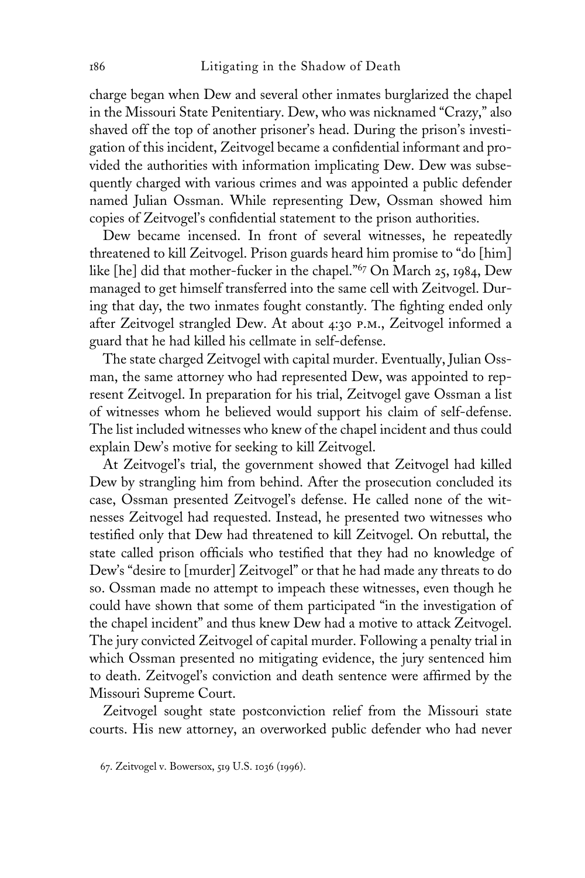charge began when Dew and several other inmates burglarized the chapel in the Missouri State Penitentiary. Dew, who was nicknamed "Crazy," also shaved off the top of another prisoner's head. During the prison's investigation of this incident, Zeitvogel became a confidential informant and provided the authorities with information implicating Dew. Dew was subsequently charged with various crimes and was appointed a public defender named Julian Ossman. While representing Dew, Ossman showed him copies of Zeitvogel's confidential statement to the prison authorities.

Dew became incensed. In front of several witnesses, he repeatedly threatened to kill Zeitvogel. Prison guards heard him promise to "do [him] like [he] did that mother-fucker in the chapel."[67] On March 25, 1984, Dew managed to get himself transferred into the same cell with Zeitvogel. During that day, the two inmates fought constantly. The fighting ended only after Zeitvogel strangled Dew. At about 4:30 P.M., Zeitvogel informed a guard that he had killed his cellmate in self-defense.

The state charged Zeitvogel with capital murder. Eventually, Julian Ossman, the same attorney who had represented Dew, was appointed to represent Zeitvogel. In preparation for his trial, Zeitvogel gave Ossman a list of witnesses whom he believed would support his claim of self-defense. The list included witnesses who knew of the chapel incident and thus could explain Dew's motive for seeking to kill Zeitvogel.

At Zeitvogel's trial, the government showed that Zeitvogel had killed Dew by strangling him from behind. After the prosecution concluded its case, Ossman presented Zeitvogel's defense. He called none of the witnesses Zeitvogel had requested. Instead, he presented two witnesses who testified only that Dew had threatened to kill Zeitvogel. On rebuttal, the state called prison officials who testified that they had no knowledge of Dew's "desire to [murder] Zeitvogel" or that he had made any threats to do so. Ossman made no attempt to impeach these witnesses, even though he could have shown that some of them participated "in the investigation of the chapel incident" and thus knew Dew had a motive to attack Zeitvogel. The jury convicted Zeitvogel of capital murder. Following a penalty trial in which Ossman presented no mitigating evidence, the jury sentenced him to death. Zeitvogel's conviction and death sentence were affirmed by the Missouri Supreme Court.

Zeitvogel sought state postconviction relief from the Missouri state courts. His new attorney, an overworked public defender who had never

67. Zeitvogel v. Bowersox, 519 U.S. 1036 (1996).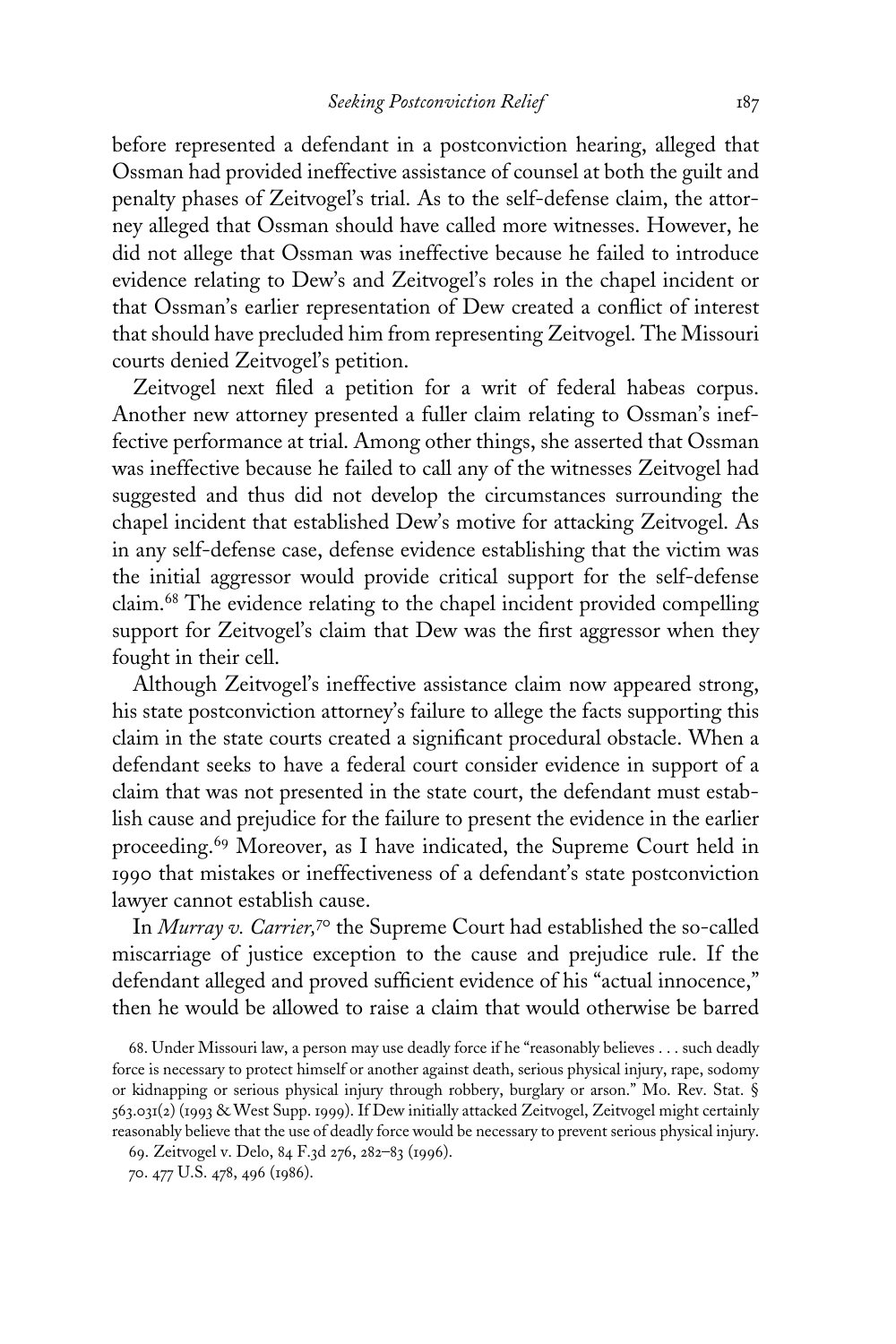before represented a defendant in a postconviction hearing, alleged that Ossman had provided ineffective assistance of counsel at both the guilt and penalty phases of Zeitvogel's trial. As to the self-defense claim, the attorney alleged that Ossman should have called more witnesses. However, he did not allege that Ossman was ineffective because he failed to introduce evidence relating to Dew's and Zeitvogel's roles in the chapel incident or that Ossman's earlier representation of Dew created a conflict of interest that should have precluded him from representing Zeitvogel. The Missouri courts denied Zeitvogel's petition.

Zeitvogel next filed a petition for a writ of federal habeas corpus. Another new attorney presented a fuller claim relating to Ossman's ineffective performance at trial. Among other things, she asserted that Ossman was ineffective because he failed to call any of the witnesses Zeitvogel had suggested and thus did not develop the circumstances surrounding the chapel incident that established Dew's motive for attacking Zeitvogel. As in any self-defense case, defense evidence establishing that the victim was the initial aggressor would provide critical support for the self-defense claim.[68] The evidence relating to the chapel incident provided compelling support for Zeitvogel's claim that Dew was the first aggressor when they fought in their cell.

Although Zeitvogel's ineffective assistance claim now appeared strong, his state postconviction attorney's failure to allege the facts supporting this claim in the state courts created a significant procedural obstacle. When a defendant seeks to have a federal court consider evidence in support of a claim that was not presented in the state court, the defendant must establish cause and prejudice for the failure to present the evidence in the earlier proceeding.[69] Moreover, as I have indicated, the Supreme Court held in 1990 that mistakes or ineffectiveness of a defendant's state postconviction lawyer cannot establish cause.

In *Murray v. Carrier,*[70] the Supreme Court had established the so-called miscarriage of justice exception to the cause and prejudice rule. If the defendant alleged and proved sufficient evidence of his "actual innocence," then he would be allowed to raise a claim that would otherwise be barred

68. Under Missouri law, a person may use deadly force if he "reasonably believes . . . such deadly force is necessary to protect himself or another against death, serious physical injury, rape, sodomy or kidnapping or serious physical injury through robbery, burglary or arson." Mo. Rev. Stat. § 563.031(2) (1993 & West Supp. 1999). If Dew initially attacked Zeitvogel, Zeitvogel might certainly reasonably believe that the use of deadly force would be necessary to prevent serious physical injury.

69. Zeitvogel v. Delo, 84 F.3d 276, 282–83 (1996).

70. 477 U.S. 478, 496 (1986).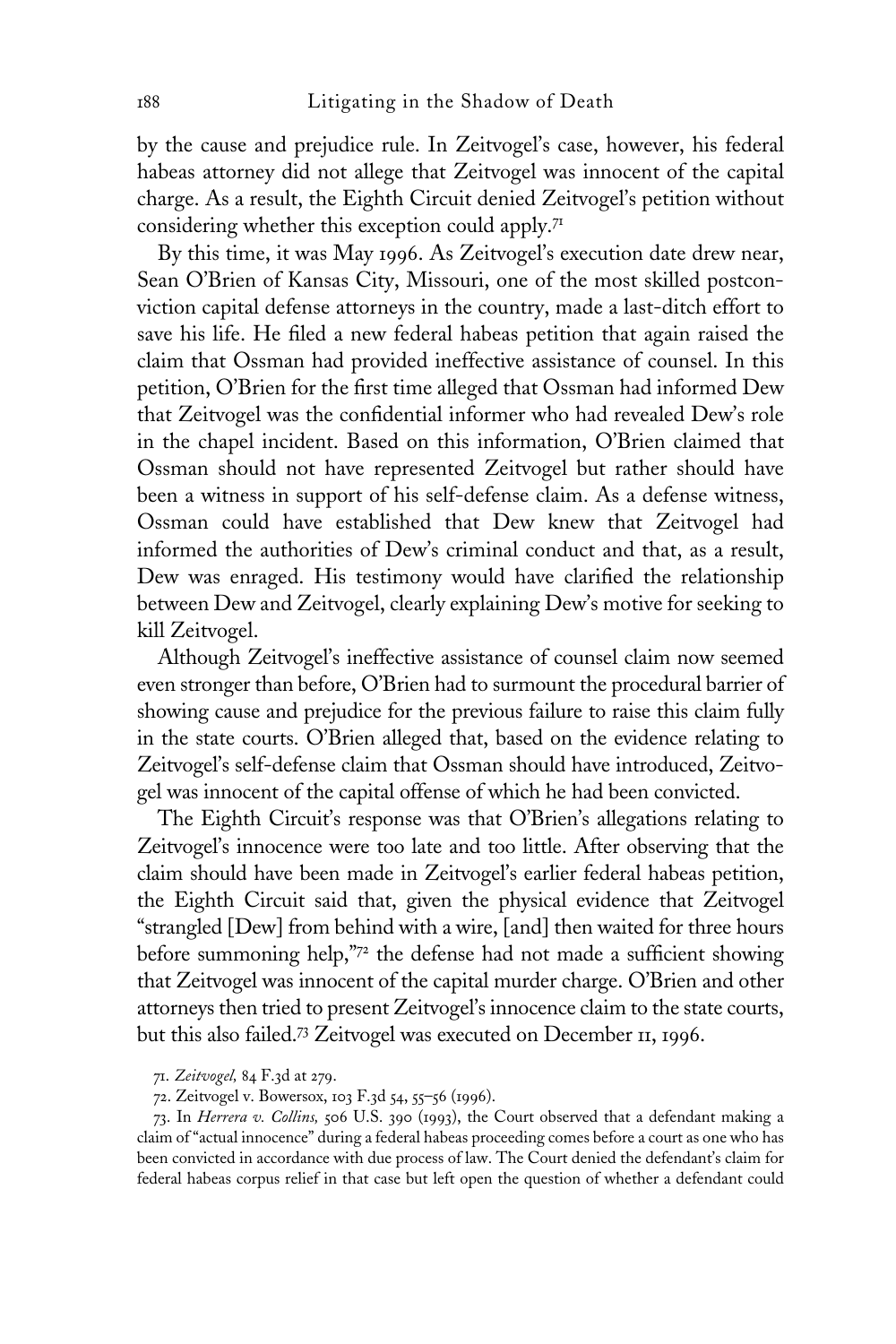by the cause and prejudice rule. In Zeitvogel's case, however, his federal habeas attorney did not allege that Zeitvogel was innocent of the capital charge. As a result, the Eighth Circuit denied Zeitvogel's petition without considering whether this exception could apply.[71]

By this time, it was May 1996. As Zeitvogel's execution date drew near, Sean O'Brien of Kansas City, Missouri, one of the most skilled postconviction capital defense attorneys in the country, made a last-ditch effort to save his life. He filed a new federal habeas petition that again raised the claim that Ossman had provided ineffective assistance of counsel. In this petition, O'Brien for the first time alleged that Ossman had informed Dew that Zeitvogel was the confidential informer who had revealed Dew's role in the chapel incident. Based on this information, O'Brien claimed that Ossman should not have represented Zeitvogel but rather should have been a witness in support of his self-defense claim. As a defense witness, Ossman could have established that Dew knew that Zeitvogel had informed the authorities of Dew's criminal conduct and that, as a result, Dew was enraged. His testimony would have clarified the relationship between Dew and Zeitvogel, clearly explaining Dew's motive for seeking to kill Zeitvogel.

Although Zeitvogel's ineffective assistance of counsel claim now seemed even stronger than before, O'Brien had to surmount the procedural barrier of showing cause and prejudice for the previous failure to raise this claim fully in the state courts. O'Brien alleged that, based on the evidence relating to Zeitvogel's self-defense claim that Ossman should have introduced, Zeitvogel was innocent of the capital offense of which he had been convicted.

The Eighth Circuit's response was that O'Brien's allegations relating to Zeitvogel's innocence were too late and too little. After observing that the claim should have been made in Zeitvogel's earlier federal habeas petition, the Eighth Circuit said that, given the physical evidence that Zeitvogel "strangled [Dew] from behind with a wire, [and] then waited for three hours before summoning help,"[72] the defense had not made a sufficient showing that Zeitvogel was innocent of the capital murder charge. O'Brien and other attorneys then tried to present Zeitvogel's innocence claim to the state courts, but this also failed.[73] Zeitvogel was executed on December 11, 1996.

71. *Zeitvogel,* 84 F.3d at 279.

72. Zeitvogel v. Bowersox, 103 F.3d 54, 55–56 (1996).

73. In *Herrera v. Collins,* 506 U.S. 390 (1993), the Court observed that a defendant making a claim of "actual innocence" during a federal habeas proceeding comes before a court as one who has been convicted in accordance with due process of law. The Court denied the defendant's claim for federal habeas corpus relief in that case but left open the question of whether a defendant could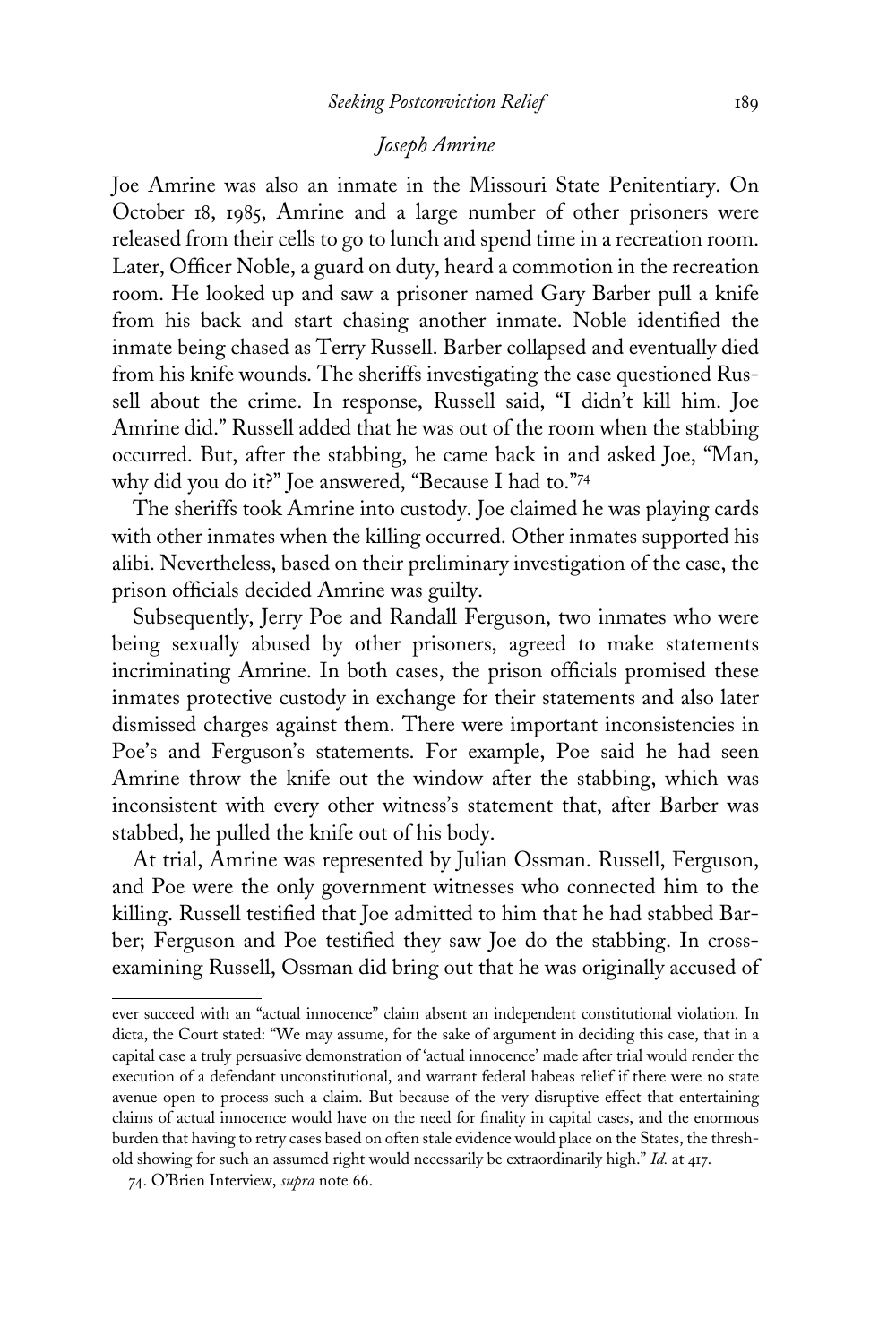### *Joseph Amrine*

Joe Amrine was also an inmate in the Missouri State Penitentiary. On October 18, 1985, Amrine and a large number of other prisoners were released from their cells to go to lunch and spend time in a recreation room. Later, Officer Noble, a guard on duty, heard a commotion in the recreation room. He looked up and saw a prisoner named Gary Barber pull a knife from his back and start chasing another inmate. Noble identified the inmate being chased as Terry Russell. Barber collapsed and eventually died from his knife wounds. The sheriffs investigating the case questioned Russell about the crime. In response, Russell said, "I didn't kill him. Joe Amrine did." Russell added that he was out of the room when the stabbing occurred. But, after the stabbing, he came back in and asked Joe, "Man, why did you do it?" Joe answered, "Because I had to."[74]

The sheriffs took Amrine into custody. Joe claimed he was playing cards with other inmates when the killing occurred. Other inmates supported his alibi. Nevertheless, based on their preliminary investigation of the case, the prison officials decided Amrine was guilty.

Subsequently, Jerry Poe and Randall Ferguson, two inmates who were being sexually abused by other prisoners, agreed to make statements incriminating Amrine. In both cases, the prison officials promised these inmates protective custody in exchange for their statements and also later dismissed charges against them. There were important inconsistencies in Poe's and Ferguson's statements. For example, Poe said he had seen Amrine throw the knife out the window after the stabbing, which was inconsistent with every other witness's statement that, after Barber was stabbed, he pulled the knife out of his body.

At trial, Amrine was represented by Julian Ossman. Russell, Ferguson, and Poe were the only government witnesses who connected him to the killing. Russell testified that Joe admitted to him that he had stabbed Barber; Ferguson and Poe testified they saw Joe do the stabbing. In cross-examining Russell, Ossman did bring out that he was originally accused of

---

ever succeed with an "actual innocence" claim absent an independent constitutional violation. In dicta, the Court stated: "We may assume, for the sake of argument in deciding this case, that in a capital case a truly persuasive demonstration of 'actual innocence' made after trial would render the execution of a defendant unconstitutional, and warrant federal habeas relief if there were no state avenue open to process such a claim. But because of the very disruptive effect that entertaining claims of actual innocence would have on the need for finality in capital cases, and the enormous burden that having to retry cases based on often stale evidence would place on the States, the threshold showing for such an assumed right would necessarily be extraordinarily high." *Id.* at 417.

74. O'Brien Interview, *supra* note 66.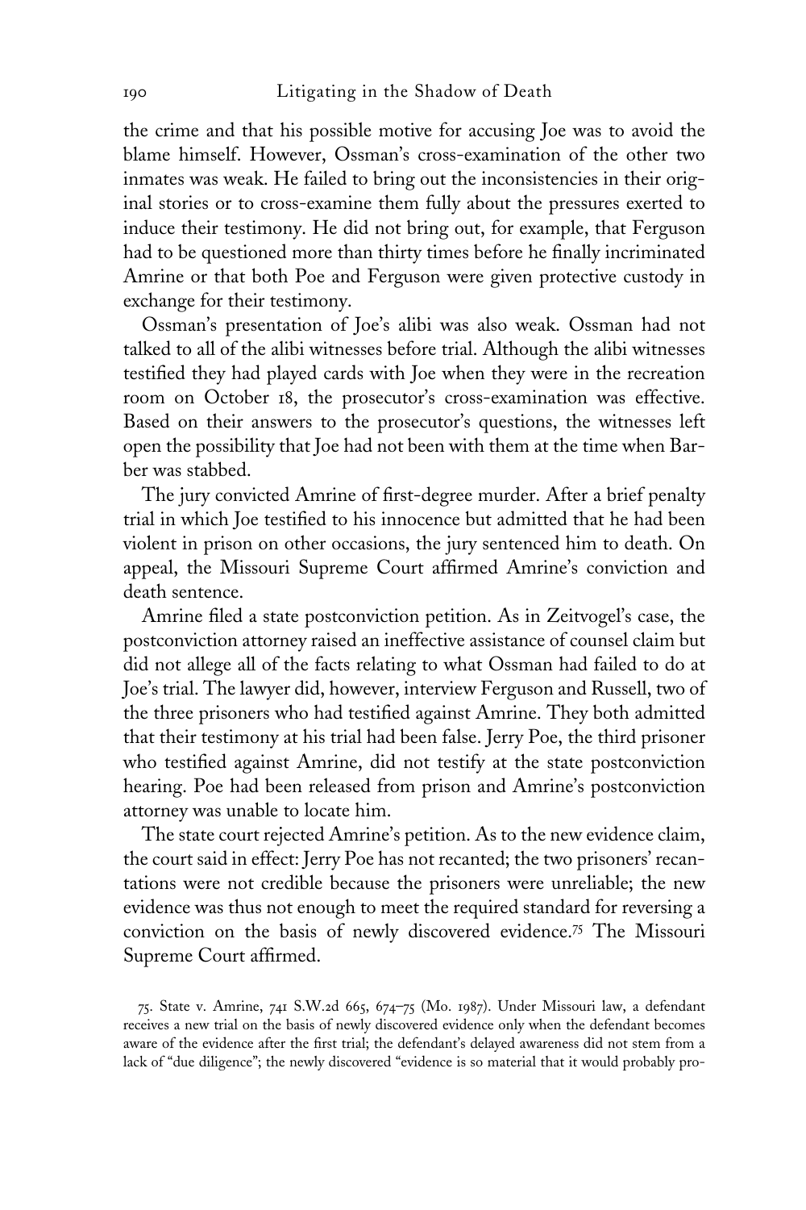the crime and that his possible motive for accusing Joe was to avoid the blame himself. However, Ossman's cross-examination of the other two inmates was weak. He failed to bring out the inconsistencies in their original stories or to cross-examine them fully about the pressures exerted to induce their testimony. He did not bring out, for example, that Ferguson had to be questioned more than thirty times before he finally incriminated Amrine or that both Poe and Ferguson were given protective custody in exchange for their testimony.

Ossman's presentation of Joe's alibi was also weak. Ossman had not talked to all of the alibi witnesses before trial. Although the alibi witnesses testified they had played cards with Joe when they were in the recreation room on October 18, the prosecutor's cross-examination was effective. Based on their answers to the prosecutor's questions, the witnesses left open the possibility that Joe had not been with them at the time when Barber was stabbed.

The jury convicted Amrine of first-degree murder. After a brief penalty trial in which Joe testified to his innocence but admitted that he had been violent in prison on other occasions, the jury sentenced him to death. On appeal, the Missouri Supreme Court affirmed Amrine's conviction and death sentence.

Amrine filed a state postconviction petition. As in Zeitvogel's case, the postconviction attorney raised an ineffective assistance of counsel claim but did not allege all of the facts relating to what Ossman had failed to do at Joe's trial. The lawyer did, however, interview Ferguson and Russell, two of the three prisoners who had testified against Amrine. They both admitted that their testimony at his trial had been false. Jerry Poe, the third prisoner who testified against Amrine, did not testify at the state postconviction hearing. Poe had been released from prison and Amrine's postconviction attorney was unable to locate him.

The state court rejected Amrine's petition. As to the new evidence claim, the court said in effect: Jerry Poe has not recanted; the two prisoners' recantations were not credible because the prisoners were unreliable; the new evidence was thus not enough to meet the required standard for reversing a conviction on the basis of newly discovered evidence.[75] The Missouri Supreme Court affirmed.

75. State v. Amrine, 741 S.W.2d 665, 674–75 (Mo. 1987). Under Missouri law, a defendant receives a new trial on the basis of newly discovered evidence only when the defendant becomes aware of the evidence after the first trial; the defendant's delayed awareness did not stem from a lack of "due diligence"; the newly discovered "evidence is so material that it would probably pro-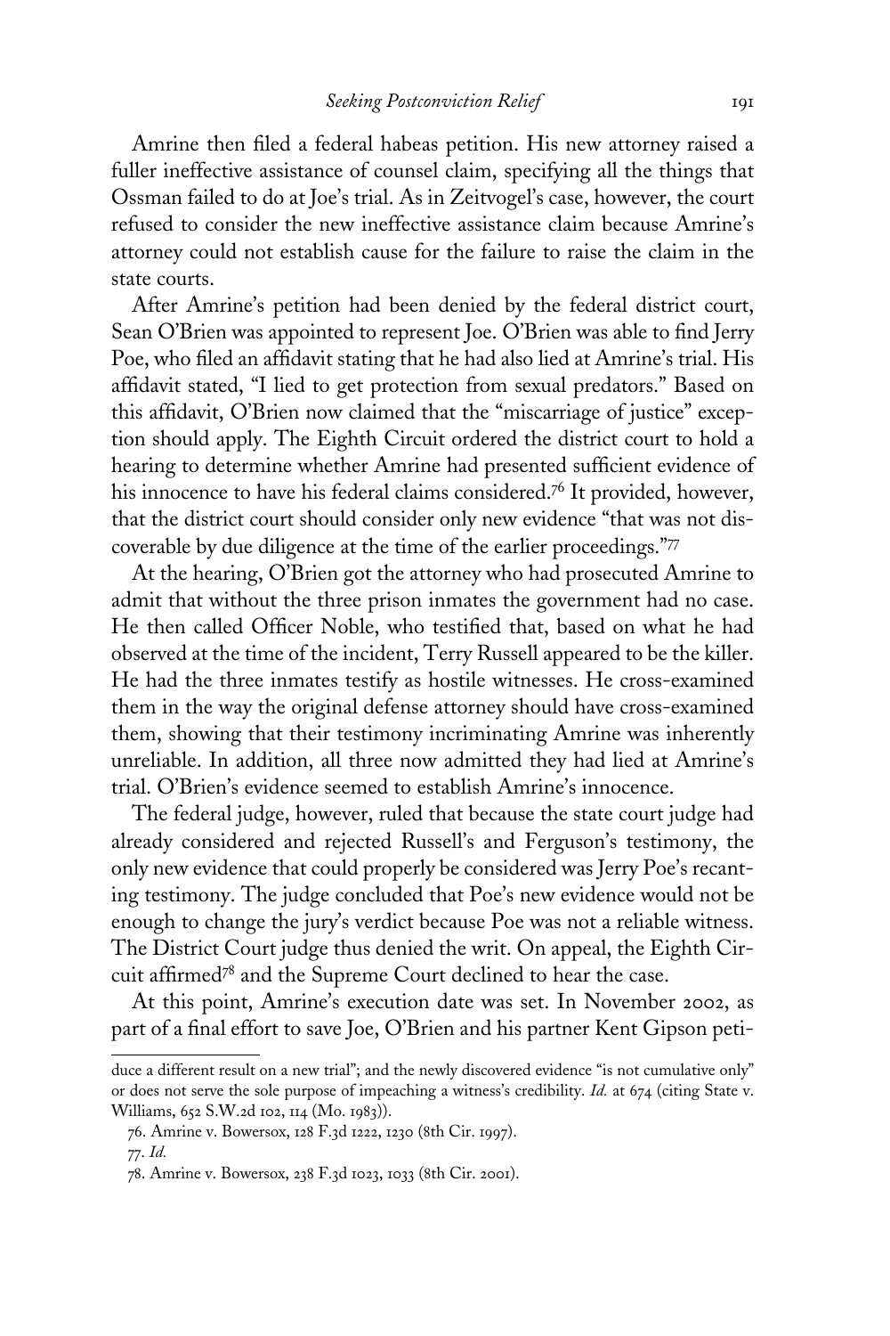Amrine then filed a federal habeas petition. His new attorney raised a fuller ineffective assistance of counsel claim, specifying all the things that Ossman failed to do at Joe's trial. As in Zeitvogel's case, however, the court refused to consider the new ineffective assistance claim because Amrine's attorney could not establish cause for the failure to raise the claim in the state courts.

After Amrine's petition had been denied by the federal district court, Sean O'Brien was appointed to represent Joe. O'Brien was able to find Jerry Poe, who filed an affidavit stating that he had also lied at Amrine's trial. His affidavit stated, "I lied to get protection from sexual predators." Based on this affidavit, O'Brien now claimed that the "miscarriage of justice" exception should apply. The Eighth Circuit ordered the district court to hold a hearing to determine whether Amrine had presented sufficient evidence of his innocence to have his federal claims considered.[76] It provided, however, that the district court should consider only new evidence "that was not discoverable by due diligence at the time of the earlier proceedings."[77]

At the hearing, O'Brien got the attorney who had prosecuted Amrine to admit that without the three prison inmates the government had no case. He then called Officer Noble, who testified that, based on what he had observed at the time of the incident, Terry Russell appeared to be the killer. He had the three inmates testify as hostile witnesses. He cross-examined them in the way the original defense attorney should have cross-examined them, showing that their testimony incriminating Amrine was inherently unreliable. In addition, all three now admitted they had lied at Amrine's trial. O'Brien's evidence seemed to establish Amrine's innocence.

The federal judge, however, ruled that because the state court judge had already considered and rejected Russell's and Ferguson's testimony, the only new evidence that could properly be considered was Jerry Poe's recanting testimony. The judge concluded that Poe's new evidence would not be enough to change the jury's verdict because Poe was not a reliable witness. The District Court judge thus denied the writ. On appeal, the Eighth Circuit affirmed[78] and the Supreme Court declined to hear the case.

At this point, Amrine's execution date was set. In November 2002, as part of a final effort to save Joe, O'Brien and his partner Kent Gipson peti-

---

duce a different result on a new trial"; and the newly discovered evidence "is not cumulative only" or does not serve the sole purpose of impeaching a witness's credibility. *Id.* at 674 (citing State v. Williams, 652 S.W.2d 102, 114 (Mo. 1983)).

76. Amrine v. Bowersox, 128 F.3d 1222, 1230 (8th Cir. 1997).

77. *Id.*

78. Amrine v. Bowersox, 238 F.3d 1023, 1033 (8th Cir. 2001).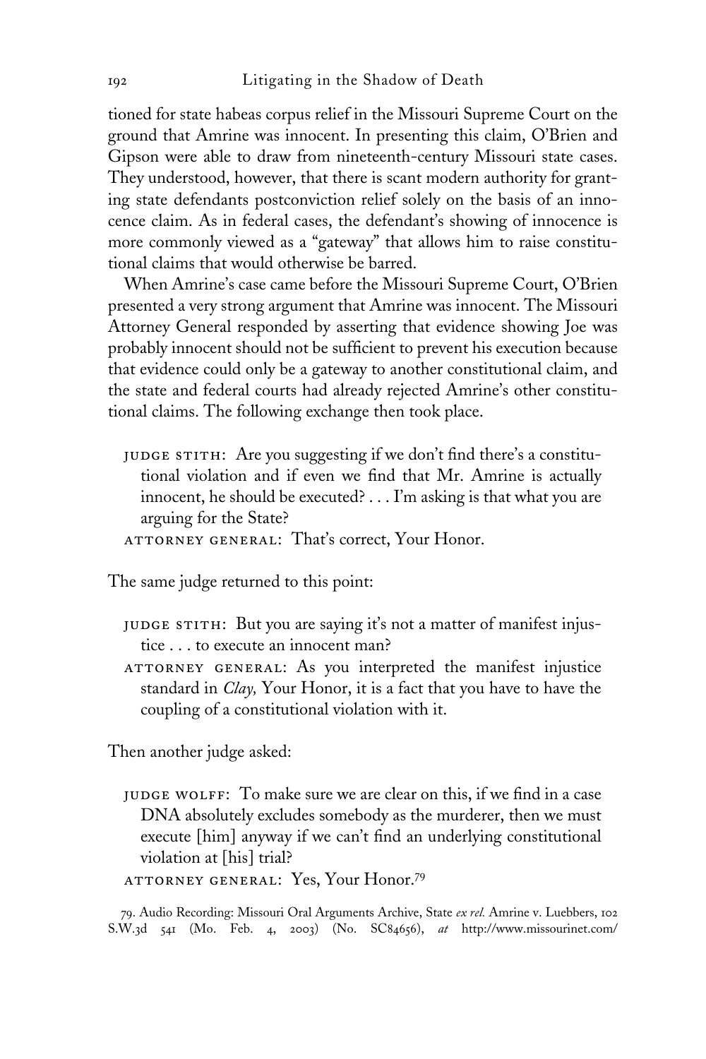tioned for state habeas corpus relief in the Missouri Supreme Court on the ground that Amrine was innocent. In presenting this claim, O'Brien and Gipson were able to draw from nineteenth-century Missouri state cases. They understood, however, that there is scant modern authority for granting state defendants postconviction relief solely on the basis of an innocence claim. As in federal cases, the defendant's showing of innocence is more commonly viewed as a "gateway" that allows him to raise constitutional claims that would otherwise be barred.

When Amrine's case came before the Missouri Supreme Court, O'Brien presented a very strong argument that Amrine was innocent. The Missouri Attorney General responded by asserting that evidence showing Joe was probably innocent should not be sufficient to prevent his execution because that evidence could only be a gateway to another constitutional claim, and the state and federal courts had already rejected Amrine's other constitutional claims. The following exchange then took place.

> JUDGE STITH: Are you suggesting if we don't find there's a constitutional violation and if even we find that Mr. Amrine is actually innocent, he should be executed? . . . I'm asking is that what you are arguing for the State?
>
> ATTORNEY GENERAL: That's correct, Your Honor.

The same judge returned to this point:

> JUDGE STITH: But you are saying it's not a matter of manifest injustice . . . to execute an innocent man?
>
> ATTORNEY GENERAL: As you interpreted the manifest injustice standard in *Clay,* Your Honor, it is a fact that you have to have the coupling of a constitutional violation with it.

Then another judge asked:

> JUDGE WOLFF: To make sure we are clear on this, if we find in a case DNA absolutely excludes somebody as the murderer, then we must execute [him] anyway if we can't find an underlying constitutional violation at [his] trial?
>
> ATTORNEY GENERAL: Yes, Your Honor.[79]

79. Audio Recording: Missouri Oral Arguments Archive, State *ex rel.* Amrine v. Luebbers, 102 S.W.3d 541 (Mo. Feb. 4, 2003) (No. SC84656), *at* http://www.missourinet.com/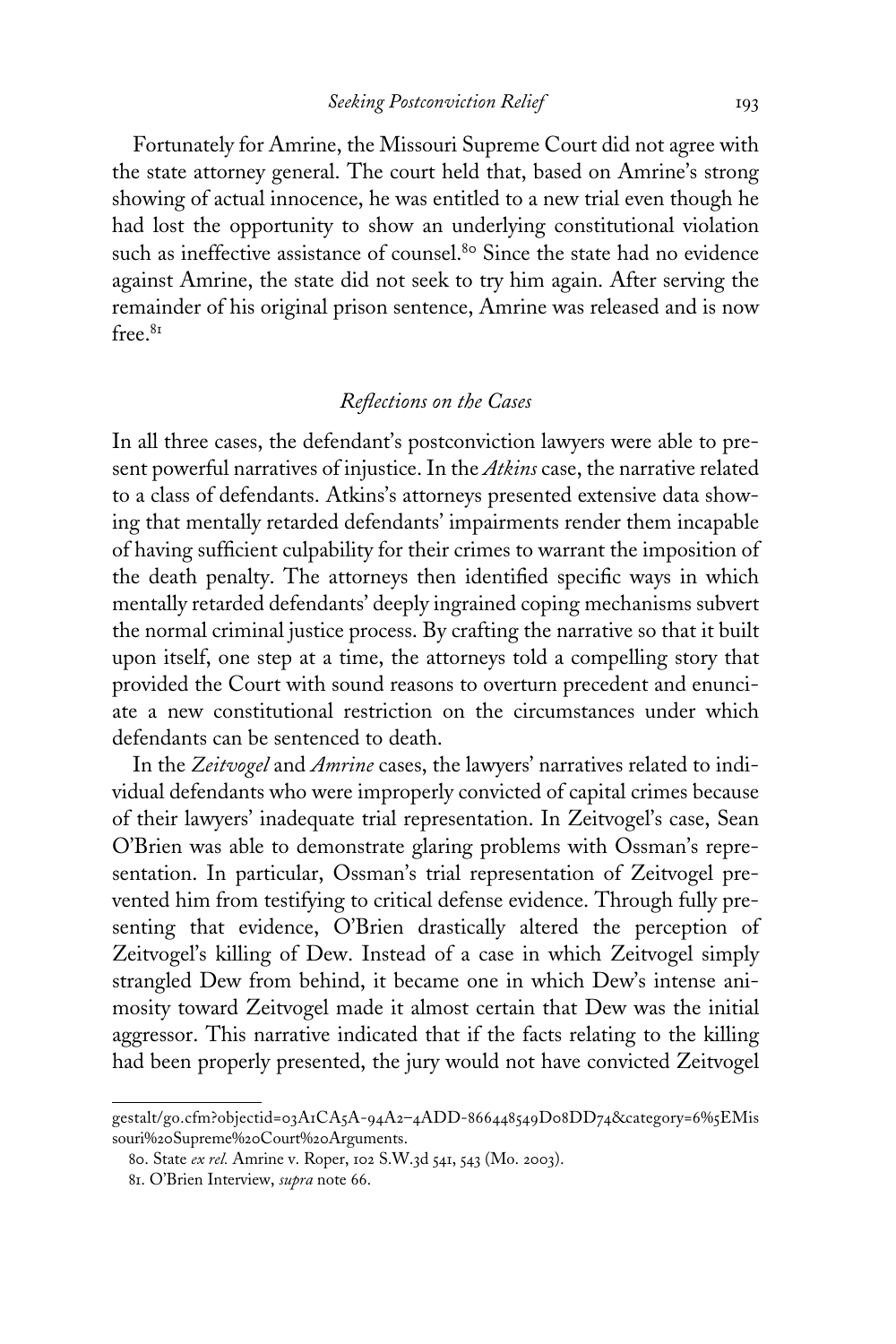Fortunately for Amrine, the Missouri Supreme Court did not agree with the state attorney general. The court held that, based on Amrine's strong showing of actual innocence, he was entitled to a new trial even though he had lost the opportunity to show an underlying constitutional violation such as ineffective assistance of counsel.[80] Since the state had no evidence against Amrine, the state did not seek to try him again. After serving the remainder of his original prison sentence, Amrine was released and is now free.[81]

### *Reflections on the Cases*

In all three cases, the defendant's postconviction lawyers were able to present powerful narratives of injustice. In the *Atkins* case, the narrative related to a class of defendants. Atkins's attorneys presented extensive data showing that mentally retarded defendants' impairments render them incapable of having sufficient culpability for their crimes to warrant the imposition of the death penalty. The attorneys then identified specific ways in which mentally retarded defendants' deeply ingrained coping mechanisms subvert the normal criminal justice process. By crafting the narrative so that it built upon itself, one step at a time, the attorneys told a compelling story that provided the Court with sound reasons to overturn precedent and enunciate a new constitutional restriction on the circumstances under which defendants can be sentenced to death.

In the *Zeitvogel* and *Amrine* cases, the lawyers' narratives related to individual defendants who were improperly convicted of capital crimes because of their lawyers' inadequate trial representation. In Zeitvogel's case, Sean O'Brien was able to demonstrate glaring problems with Ossman's representation. In particular, Ossman's trial representation of Zeitvogel prevented him from testifying to critical defense evidence. Through fully presenting that evidence, O'Brien drastically altered the perception of Zeitvogel's killing of Dew. Instead of a case in which Zeitvogel simply strangled Dew from behind, it became one in which Dew's intense animosity toward Zeitvogel made it almost certain that Dew was the initial aggressor. This narrative indicated that if the facts relating to the killing had been properly presented, the jury would not have convicted Zeitvogel

---

gestalt/go.cfm?objectid=03A1CA5A-94A2–4ADD-866448549D08DD74&category=6%5EMissouri%20Supreme%20Court%20Arguments.

80. State *ex rel.* Amrine v. Roper, 102 S.W.3d 541, 543 (Mo. 2003).

81. O'Brien Interview, *supra* note 66.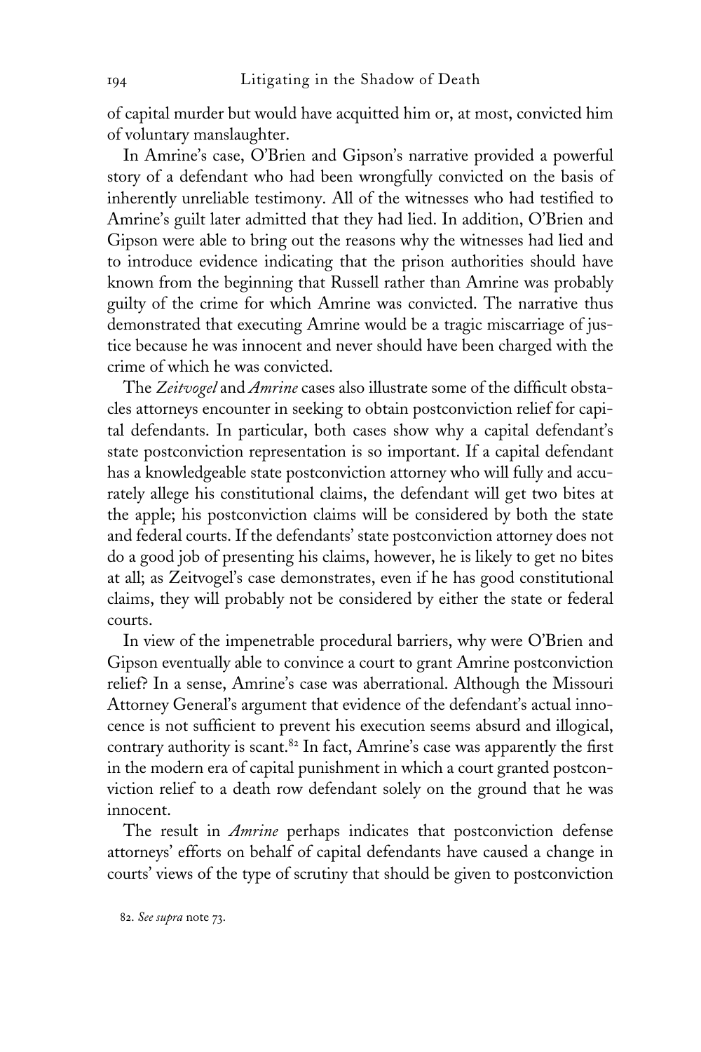of capital murder but would have acquitted him or, at most, convicted him of voluntary manslaughter.

In Amrine's case, O'Brien and Gipson's narrative provided a powerful story of a defendant who had been wrongfully convicted on the basis of inherently unreliable testimony. All of the witnesses who had testified to Amrine's guilt later admitted that they had lied. In addition, O'Brien and Gipson were able to bring out the reasons why the witnesses had lied and to introduce evidence indicating that the prison authorities should have known from the beginning that Russell rather than Amrine was probably guilty of the crime for which Amrine was convicted. The narrative thus demonstrated that executing Amrine would be a tragic miscarriage of justice because he was innocent and never should have been charged with the crime of which he was convicted.

The *Zeitvogel* and *Amrine* cases also illustrate some of the difficult obstacles attorneys encounter in seeking to obtain postconviction relief for capital defendants. In particular, both cases show why a capital defendant's state postconviction representation is so important. If a capital defendant has a knowledgeable state postconviction attorney who will fully and accurately allege his constitutional claims, the defendant will get two bites at the apple; his postconviction claims will be considered by both the state and federal courts. If the defendants' state postconviction attorney does not do a good job of presenting his claims, however, he is likely to get no bites at all; as Zeitvogel's case demonstrates, even if he has good constitutional claims, they will probably not be considered by either the state or federal courts.

In view of the impenetrable procedural barriers, why were O'Brien and Gipson eventually able to convince a court to grant Amrine postconviction relief? In a sense, Amrine's case was aberrational. Although the Missouri Attorney General's argument that evidence of the defendant's actual innocence is not sufficient to prevent his execution seems absurd and illogical, contrary authority is scant.[82] In fact, Amrine's case was apparently the first in the modern era of capital punishment in which a court granted postconviction relief to a death row defendant solely on the ground that he was innocent.

The result in *Amrine* perhaps indicates that postconviction defense attorneys' efforts on behalf of capital defendants have caused a change in courts' views of the type of scrutiny that should be given to postconviction

82. *See supra* note 73.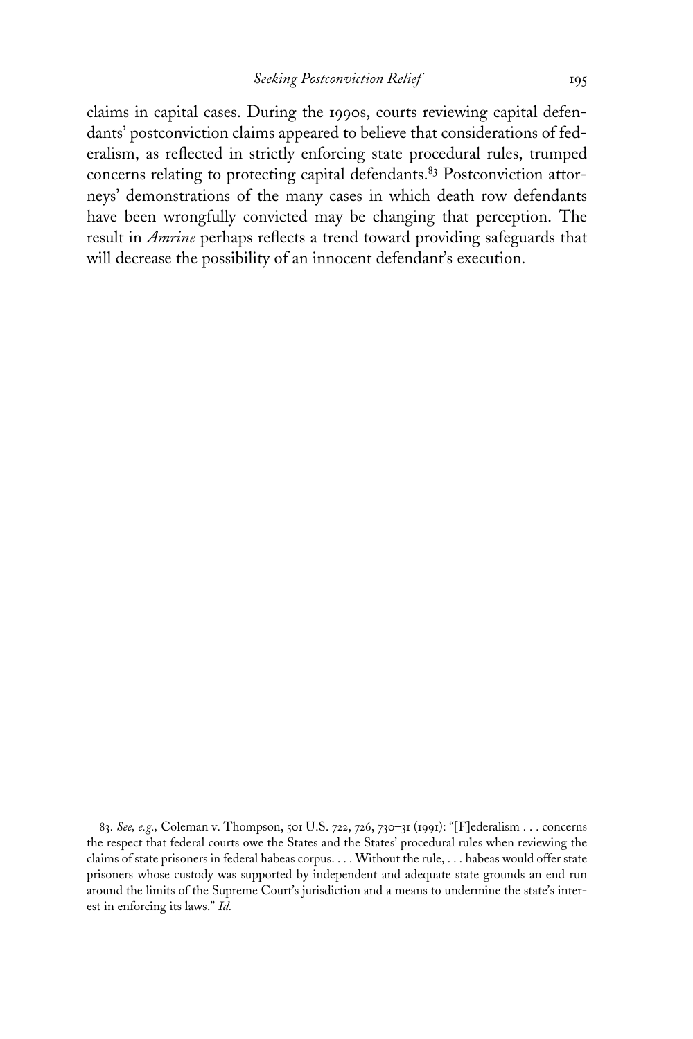claims in capital cases. During the 1990s, courts reviewing capital defendants' postconviction claims appeared to believe that considerations of federalism, as reflected in strictly enforcing state procedural rules, trumped concerns relating to protecting capital defendants.[83] Postconviction attorneys' demonstrations of the many cases in which death row defendants have been wrongfully convicted may be changing that perception. The result in *Amrine* perhaps reflects a trend toward providing safeguards that will decrease the possibility of an innocent defendant's execution.

83. *See, e.g.,* Coleman v. Thompson, 501 U.S. 722, 726, 730–31 (1991): "[F]ederalism . . . concerns the respect that federal courts owe the States and the States' procedural rules when reviewing the claims of state prisoners in federal habeas corpus. . . . Without the rule, . . . habeas would offer state prisoners whose custody was supported by independent and adequate state grounds an end run around the limits of the Supreme Court's jurisdiction and a means to undermine the state's interest in enforcing its laws." *Id.*